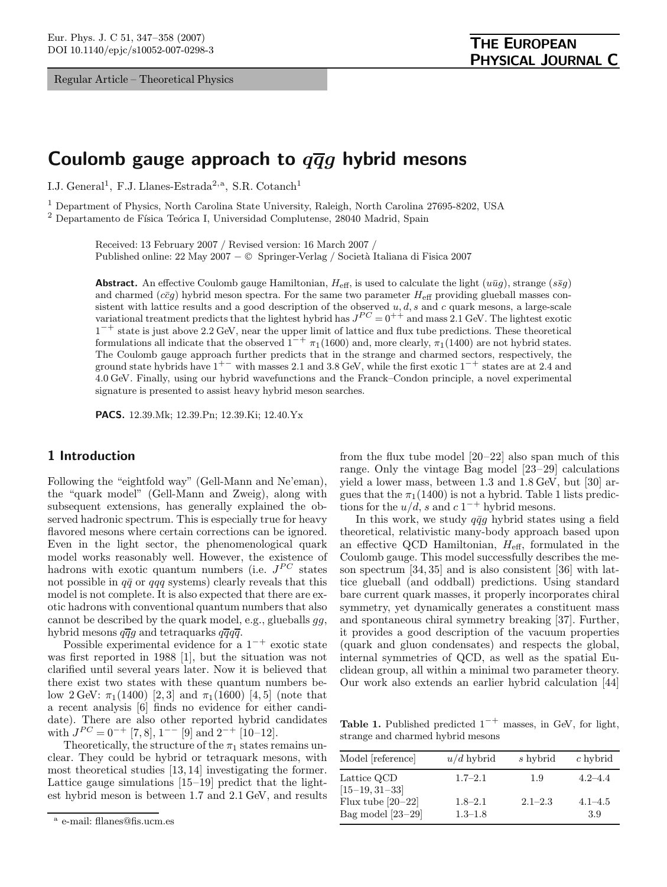Regular Article – Theoretical Physics

# Coulomb gauge approach to $q\bar{q}g$ hybrid mesons

I.J. General[1], F.J. Llanes-Estrada[2,a], S.R. Cotanch[1]

[1] Department of Physics, North Carolina State University, Raleigh, North Carolina 27695-8202, USA

[2] Departamento de Física Teórica I, Universidad Complutense, 28040 Madrid, Spain

Received: 13 February 2007 / Revised version: 16 March 2007 /
Published online: 22 May 2007 – © Springer-Verlag / Società Italiana di Fisica 2007

**Abstract.** An effective Coulomb gauge Hamiltonian, $H_{\text{eff}}$, is used to calculate the light ($u\bar{u}g$), strange ($s\bar{s}g$) and charmed ($c\bar{c}g$) hybrid meson spectra. For the same two parameter $H_{\text{eff}}$ providing glueball masses consistent with lattice results and a good description of the observed $u, d, s$ and $c$ quark mesons, a large-scale variational treatment predicts that the lightest hybrid has $J^{PC} = 0^{++}$ and mass 2.1 GeV. The lightest exotic $1^{-+}$ state is just above 2.2 GeV, near the upper limit of lattice and flux tube predictions. These theoretical formulations all indicate that the observed $1^{-+}$ $\pi_1(1600)$ and, more clearly, $\pi_1(1400)$ are not hybrid states. The Coulomb gauge approach further predicts that in the strange and charmed sectors, respectively, the ground state hybrids have $1^{+-}$ with masses 2.1 and 3.8 GeV, while the first exotic $1^{-+}$ states are at 2.4 and 4.0 GeV. Finally, using our hybrid wavefunctions and the Franck–Condon principle, a novel experimental signature is presented to assist heavy hybrid meson searches.

**PACS.** 12.39.Mk; 12.39.Pn; 12.39.Ki; 12.40.Yx

## 1 Introduction

Following the "eightfold way" (Gell-Mann and Ne'eman), the "quark model" (Gell-Mann and Zweig), along with subsequent extensions, has generally explained the observed hadronic spectrum. This is especially true for heavy flavored mesons where certain corrections can be ignored. Even in the light sector, the phenomenological quark model works reasonably well. However, the existence of hadrons with exotic quantum numbers (i.e. $J^{PC}$ states not possible in $q\bar{q}$ or $qqq$ systems) clearly reveals that this model is not complete. It is also expected that there are exotic hadrons with conventional quantum numbers that also cannot be described by the quark model, e.g., glueballs $gg$, hybrid mesons $q\bar{q}g$ and tetraquarks $q\bar{q}q\bar{q}$.

Possible experimental evidence for a $1^{-+}$ exotic state was first reported in 1988 [1], but the situation was not clarified until several years later. Now it is believed that there exist two states with these quantum numbers below 2 GeV: $\pi_1(1400)$ [2, 3] and $\pi_1(1600)$ [4, 5] (note that a recent analysis [6] finds no evidence for either candidate). There are also other reported hybrid candidates with $J^{PC} = 0^{-+}$ [7, 8], $1^{--}$ [9] and $2^{-+}$ [10–12].

Theoretically, the structure of the $\pi_1$ states remains unclear. They could be hybrid or tetraquark mesons, with most theoretical studies [13, 14] investigating the former. Lattice gauge simulations [15–19] predict that the lightest hybrid meson is between 1.7 and 2.1 GeV, and results from the flux tube model [20–22] also span much of this range. Only the vintage Bag model [23–29] calculations yield a lower mass, between 1.3 and 1.8 GeV, but [30] argues that the $\pi_1(1400)$ is not a hybrid. Table 1 lists predictions for the $u/d$, $s$ and $c$ $1^{-+}$ hybrid mesons.

In this work, we study $q\bar{q}g$ hybrid states using a field theoretical, relativistic many-body approach based upon an effective QCD Hamiltonian, $H_{\text{eff}}$, formulated in the Coulomb gauge. This model successfully describes the meson spectrum [34, 35] and is also consistent [36] with lattice glueball (and oddball) predictions. Using standard bare current quark masses, it properly incorporates chiral symmetry, yet dynamically generates a constituent mass and spontaneous chiral symmetry breaking [37]. Further, it provides a good description of the vacuum properties (quark and gluon condensates) and respects the global, internal symmetries of QCD, as well as the spatial Euclidean group, all within a minimal two parameter theory. Our work also extends an earlier hybrid calculation [44]

**Table 1.** Published predicted $1^{-+}$ masses, in GeV, for light, strange and charmed hybrid mesons

| Model [reference] | $u/d$ hybrid | $s$ hybrid | $c$ hybrid |
|---|---|---|---|
| Lattice QCD [15–19, 31–33] | 1.7–2.1 | 1.9 | 4.2–4.4 |
| Flux tube [20–22] | 1.8–2.1 | 2.1–2.3 | 4.1–4.5 |
| Bag model [23–29] | 1.3–1.8 | | 3.9 |

[a] e-mail: fllanes@fis.ucm.es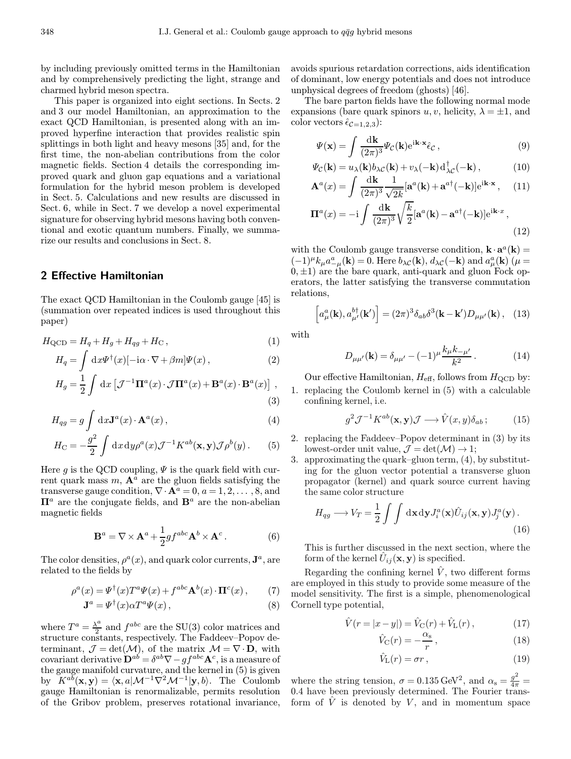by including previously omitted terms in the Hamiltonian and by comprehensively predicting the light, strange and charmed hybrid meson spectra.

This paper is organized into eight sections. In Sects. 2 and 3 our model Hamiltonian, an approximation to the exact QCD Hamiltonian, is presented along with an improved hyperfine interaction that provides realistic spin splittings in both light and heavy mesons [35] and, for the first time, the non-abelian contributions from the color magnetic fields. Section 4 details the corresponding improved quark and gluon gap equations and a variational formulation for the hybrid meson problem is developed in Sect. 5. Calculations and new results are discussed in Sect. 6, while in Sect. 7 we develop a novel experimental signature for observing hybrid mesons having both conventional and exotic quantum numbers. Finally, we summarize our results and conclusions in Sect. 8.

## 2 Effective Hamiltonian

The exact QCD Hamiltonian in the Coulomb gauge [45] is (summation over repeated indices is used throughout this paper)

$$H_{\rm QCD} = H_q + H_g + H_{qg} + H_{\rm C}\,, \tag{1}$$

$$H_q = \int {\rm d}x \Psi^\dagger(x)[-{\rm i}\alpha\cdot\nabla + \beta m]\Psi(x)\,, \tag{2}$$

$$H_g = \frac{1}{2}\int {\rm d}x \left[\mathcal{J}^{-1}\mathbf{\Pi}^a(x)\cdot\mathcal{J}\mathbf{\Pi}^a(x) + \mathbf{B}^a(x)\cdot\mathbf{B}^a(x)\right]\,, \tag{3}$$

$$H_{qg} = g\int {\rm d}x \mathbf{J}^a(x)\cdot\mathbf{A}^a(x)\,, \tag{4}$$

$$H_{\rm C} = -\frac{g^2}{2}\int {\rm d}x\,{\rm d}y \rho^a(x)\mathcal{J}^{-1}K^{ab}(\mathbf{x},\mathbf{y})\mathcal{J}\rho^b(y)\,. \tag{5}$$

Here $g$ is the QCD coupling, $\Psi$ is the quark field with current quark mass $m$, $\mathbf{A}^a$ are the gluon fields satisfying the transverse gauge condition, $\nabla\cdot\mathbf{A}^a = 0$, $a = 1,2,\ldots,8$, and $\mathbf{\Pi}^a$ are the conjugate fields, and $\mathbf{B}^a$ are the non-abelian magnetic fields

$$\mathbf{B}^a = \nabla\times\mathbf{A}^a + \frac{1}{2}gf^{abc}\mathbf{A}^b\times\mathbf{A}^c\,. \tag{6}$$

The color densities, $\rho^a(x)$, and quark color currents, $\mathbf{J}^a$, are related to the fields by

$$\rho^a(x) = \Psi^\dagger(x)T^a\Psi(x) + f^{abc}\mathbf{A}^b(x)\cdot\mathbf{\Pi}^c(x)\,, \tag{7}$$

$$\mathbf{J}^a = \Psi^\dagger(x)\alpha T^a\Psi(x)\,, \tag{8}$$

where $T^a = \frac{\lambda^a}{2}$ and $f^{abc}$ are the SU(3) color matrices and structure constants, respectively. The Faddeev–Popov determinant, $\mathcal{J} = \det(\mathcal{M})$, of the matrix $\mathcal{M} = \nabla\cdot\mathbf{D}$, with covariant derivative $\mathbf{D}^{ab} = \delta^{ab}\nabla - gf^{abc}\mathbf{A}^c$, is a measure of the gauge manifold curvature, and the kernel in (5) is given by $K^{ab}(\mathbf{x},\mathbf{y}) = \langle\mathbf{x},a|\mathcal{M}^{-1}\nabla^2\mathcal{M}^{-1}|\mathbf{y},b\rangle$. The Coulomb gauge Hamiltonian is renormalizable, permits resolution of the Gribov problem, preserves rotational invariance, avoids spurious retardation corrections, aids identification of dominant, low energy potentials and does not introduce unphysical degrees of freedom (ghosts) [46].

The bare parton fields have the following normal mode expansions (bare quark spinors $u, v$, helicity, $\lambda = \pm 1$, and color vectors $\hat{\epsilon}_{\mathcal{C}=1,2,3}$):

$$\Psi(\mathbf{x}) = \int \frac{{\rm d}\mathbf{k}}{(2\pi)^3}\Psi_{\mathcal{C}}(\mathbf{k}){\rm e}^{{\rm i}\mathbf{k}\cdot\mathbf{x}}\hat{\epsilon}_{\mathcal{C}}\,, \tag{9}$$

$$\Psi_{\mathcal{C}}(\mathbf{k}) = u_\lambda(\mathbf{k})b_{\lambda\mathcal{C}}(\mathbf{k}) + v_\lambda(-\mathbf{k})d^\dagger_{\lambda\mathcal{C}}(-\mathbf{k})\,, \tag{10}$$

$$\mathbf{A}^a(x) = \int \frac{{\rm d}\mathbf{k}}{(2\pi)^3}\frac{1}{\sqrt{2k}}[\mathbf{a}^a(\mathbf{k}) + \mathbf{a}^{a\dagger}(-\mathbf{k})]{\rm e}^{{\rm i}\mathbf{k}\cdot\mathbf{x}}\,, \tag{11}$$

$$\mathbf{\Pi}^a(x) = -{\rm i}\int \frac{{\rm d}\mathbf{k}}{(2\pi)^3}\sqrt{\frac{k}{2}}[\mathbf{a}^a(\mathbf{k}) - \mathbf{a}^{a\dagger}(-\mathbf{k})]{\rm e}^{{\rm i}\mathbf{k}\cdot x}\,, \tag{12}$$

with the Coulomb gauge transverse condition, $\mathbf{k}\cdot\mathbf{a}^a(\mathbf{k}) = (-1)^\mu k_\mu a^a_{-\mu}(\mathbf{k}) = 0$. Here $b_{\lambda\mathcal{C}}(\mathbf{k})$, $d_{\lambda\mathcal{C}}(-\mathbf{k})$ and $a^a_\mu(\mathbf{k})$ ($\mu = 0,\pm 1$) are the bare quark, anti-quark and gluon Fock operators, the latter satisfying the transverse commutation relations,

$$\left[a^a_\mu(\mathbf{k}), a^{b\dagger}_{\mu'}(\mathbf{k}')\right] = (2\pi)^3\delta_{ab}\delta^3(\mathbf{k}-\mathbf{k}')D_{\mu\mu'}(\mathbf{k})\,, \tag{13}$$

with

$$D_{\mu\mu'}(\mathbf{k}) = \delta_{\mu\mu'} - (-1)^\mu\frac{k_\mu k_{-\mu'}}{k^2}\,. \tag{14}$$

Our effective Hamiltonian, $H_{\rm eff}$, follows from $H_{\rm QCD}$ by:

1. replacing the Coulomb kernel in (5) with a calculable confining kernel, i.e.
$$g^2\mathcal{J}^{-1}K^{ab}(\mathbf{x},\mathbf{y})\mathcal{J} \longrightarrow \hat{V}(x,y)\delta_{ab}\,; \tag{15}$$
2. replacing the Faddeev–Popov determinant in (3) by its lowest-order unit value, $\mathcal{J} = \det(\mathcal{M}) \to 1$;
3. approximating the quark–gluon term, (4), by substituting for the gluon vector potential a transverse gluon propagator (kernel) and quark source current having the same color structure
$$H_{qg} \longrightarrow V_T = \frac{1}{2}\int\int {\rm d}\mathbf{x}\,{\rm d}\mathbf{y} J^a_i(\mathbf{x})\hat{U}_{ij}(\mathbf{x},\mathbf{y})J^a_j(\mathbf{y})\,. \tag{16}$$

This is further discussed in the next section, where the form of the kernel $\hat{U}_{ij}(\mathbf{x},\mathbf{y})$ is specified.

Regarding the confining kernel $\hat{V}$, two different forms are employed in this study to provide some measure of the model sensitivity. The first is a simple, phenomenological Cornell type potential,

$$\hat{V}(r = |x-y|) = \hat{V}_{\rm C}(r) + \hat{V}_{\rm L}(r)\,, \tag{17}$$

$$\hat{V}_{\rm C}(r) = -\frac{\alpha_{\rm s}}{r}\,, \tag{18}$$

$$\hat{V}_{\rm L}(r) = \sigma r\,, \tag{19}$$

where the string tension, $\sigma = 0.135\,{\rm GeV}^2$, and $\alpha_{\rm s} = \frac{g^2}{4\pi} = 0.4$ have been previously determined. The Fourier transform of $\hat{V}$ is denoted by $V$, and in momentum space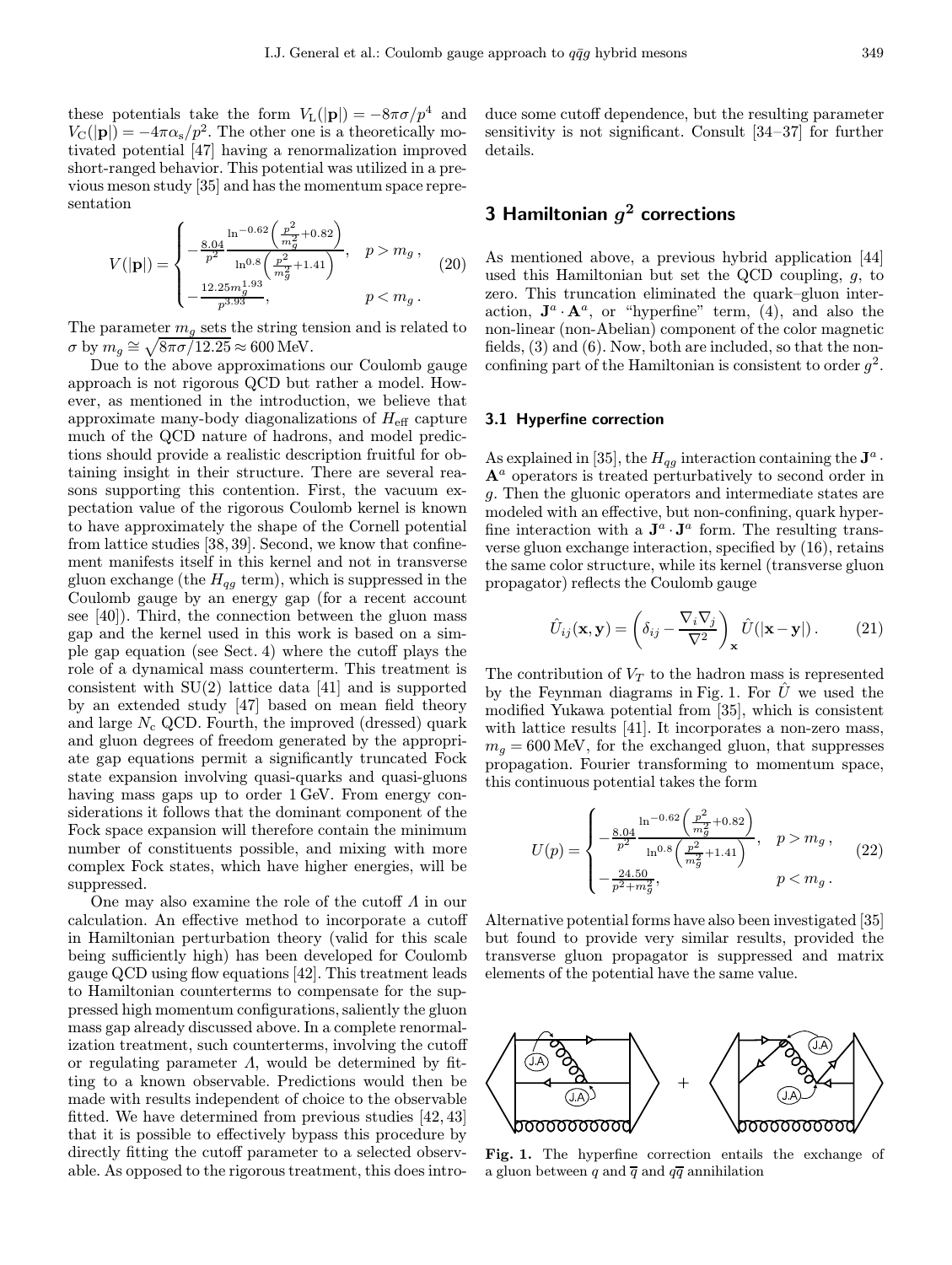these potentials take the form $V_\mathrm{L}(|\mathbf{p}|) = -8\pi\sigma/p^4$ and $V_\mathrm{C}(|\mathbf{p}|) = -4\pi\alpha_\mathrm{s}/p^2$. The other one is a theoretically motivated potential [47] having a renormalization improved short-ranged behavior. This potential was utilized in a previous meson study [35] and has the momentum space representation

$$V(|\mathbf{p}|) = \begin{cases} -\frac{8.04}{p^2}\frac{\ln^{-0.62}\left(\frac{p^2}{m_g^2}+0.82\right)}{\ln^{0.8}\left(\frac{p^2}{m_g^2}+1.41\right)}, & p > m_g\,, \\ -\frac{12.25 m_g^{1.93}}{p^{3.93}}, & p < m_g\,. \end{cases} \tag{20}$$

The parameter $m_g$ sets the string tension and is related to $\sigma$ by $m_g \cong \sqrt{8\pi\sigma/12.25} \approx 600\,\mathrm{MeV}$.

Due to the above approximations our Coulomb gauge approach is not rigorous QCD but rather a model. However, as mentioned in the introduction, we believe that approximate many-body diagonalizations of $H_\mathrm{eff}$ capture much of the QCD nature of hadrons, and model predictions should provide a realistic description fruitful for obtaining insight in their structure. There are several reasons supporting this contention. First, the vacuum expectation value of the rigorous Coulomb kernel is known to have approximately the shape of the Cornell potential from lattice studies [38, 39]. Second, we know that confinement manifests itself in this kernel and not in transverse gluon exchange (the $H_{qg}$ term), which is suppressed in the Coulomb gauge by an energy gap (for a recent account see [40]). Third, the connection between the gluon mass gap and the kernel used in this work is based on a simple gap equation (see Sect. 4) where the cutoff plays the role of a dynamical mass counterterm. This treatment is consistent with SU(2) lattice data [41] and is supported by an extended study [47] based on mean field theory and large $N_\mathrm{c}$ QCD. Fourth, the improved (dressed) quark and gluon degrees of freedom generated by the appropriate gap equations permit a significantly truncated Fock state expansion involving quasi-quarks and quasi-gluons having mass gaps up to order 1 GeV. From energy considerations it follows that the dominant component of the Fock space expansion will therefore contain the minimum number of constituents possible, and mixing with more complex Fock states, which have higher energies, will be suppressed.

One may also examine the role of the cutoff $\Lambda$ in our calculation. An effective method to incorporate a cutoff in Hamiltonian perturbation theory (valid for this scale being sufficiently high) has been developed for Coulomb gauge QCD using flow equations [42]. This treatment leads to Hamiltonian counterterms to compensate for the suppressed high momentum configurations, saliently the gluon mass gap already discussed above. In a complete renormalization treatment, such counterterms, involving the cutoff or regulating parameter $\Lambda$, would be determined by fitting to a known observable. Predictions would then be made with results independent of choice to the observable fitted. We have determined from previous studies [42, 43] that it is possible to effectively bypass this procedure by directly fitting the cutoff parameter to a selected observable. As opposed to the rigorous treatment, this does introduce some cutoff dependence, but the resulting parameter sensitivity is not significant. Consult [34–37] for further details.

## 3 Hamiltonian $g^2$ corrections

As mentioned above, a previous hybrid application [44] used this Hamiltonian but set the QCD coupling, $g$, to zero. This truncation eliminated the quark–gluon interaction, $\mathbf{J}^a \cdot \mathbf{A}^a$, or "hyperfine" term, (4), and also the non-linear (non-Abelian) component of the color magnetic fields, (3) and (6). Now, both are included, so that the nonconfining part of the Hamiltonian is consistent to order $g^2$.

### 3.1 Hyperfine correction

As explained in [35], the $H_{qg}$ interaction containing the $\mathbf{J}^a \cdot \mathbf{A}^a$ operators is treated perturbatively to second order in $g$. Then the gluonic operators and intermediate states are modeled with an effective, but non-confining, quark hyperfine interaction with a $\mathbf{J}^a \cdot \mathbf{J}^a$ form. The resulting transverse gluon exchange interaction, specified by (16), retains the same color structure, while its kernel (transverse gluon propagator) reflects the Coulomb gauge

$$\hat{U}_{ij}(\mathbf{x}, \mathbf{y}) = \left(\delta_{ij} - \frac{\nabla_i \nabla_j}{\nabla^2}\right)_{\mathbf{x}} \hat{U}(|\mathbf{x} - \mathbf{y}|)\,. \tag{21}$$

The contribution of $V_T$ to the hadron mass is represented by the Feynman diagrams in Fig. 1. For $\hat{U}$ we used the modified Yukawa potential from [35], which is consistent with lattice results [41]. It incorporates a non-zero mass, $m_g = 600\,\mathrm{MeV}$, for the exchanged gluon, that suppresses propagation. Fourier transforming to momentum space, this continuous potential takes the form

$$U(p) = \begin{cases} -\frac{8.04}{p^2}\frac{\ln^{-0.62}\left(\frac{p^2}{m_g^2}+0.82\right)}{\ln^{0.8}\left(\frac{p^2}{m_g^2}+1.41\right)}, & p > m_g\,, \\ -\frac{24.50}{p^2+m_g^2}, & p < m_g\,. \end{cases} \tag{22}$$

Alternative potential forms have also been investigated [35] but found to provide very similar results, provided the transverse gluon propagator is suppressed and matrix elements of the potential have the same value.

J.A J.A + J.A J.A

**Fig. 1.** The hyperfine correction entails the exchange of a gluon between $q$ and $\overline{q}$ and $q\overline{q}$ annihilation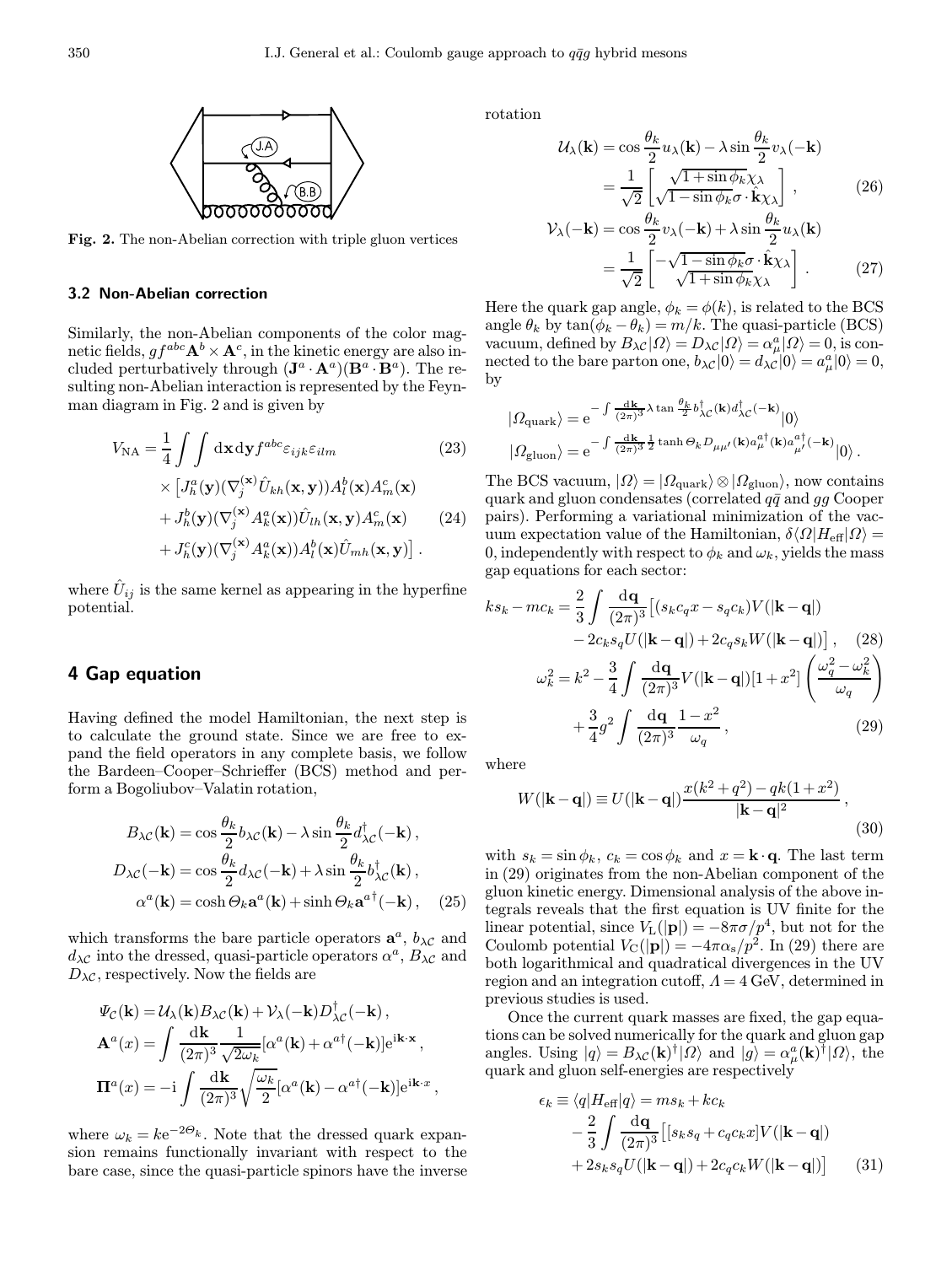Fig. 2. The non-Abelian correction with triple gluon vertices

### 3.2 Non-Abelian correction

Similarly, the non-Abelian components of the color magnetic fields, $gf^{abc}\mathbf{A}^b \times \mathbf{A}^c$, in the kinetic energy are also included perturbatively through $(\mathbf{J}^a \cdot \mathbf{A}^a)(\mathbf{B}^a \cdot \mathbf{B}^a)$. The resulting non-Abelian interaction is represented by the Feynman diagram in Fig. 2 and is given by

$$
\begin{aligned}
V_{\mathrm{NA}} = \frac{1}{4}\int\int \mathrm{d}\mathbf{x}\mathrm{d}\mathbf{y} f^{abc}\varepsilon_{ijk}\varepsilon_{ilm} \quad (23)\\
\times \left[J_h^a(\mathbf{y})(\nabla_j^{(\mathbf{x})}\hat{U}_{kh}(\mathbf{x},\mathbf{y}))A_l^b(\mathbf{x})A_m^c(\mathbf{x})\right.\\
+ J_h^b(\mathbf{y})(\nabla_j^{(\mathbf{x})}A_k^a(\mathbf{x}))\hat{U}_{lh}(\mathbf{x},\mathbf{y})A_m^c(\mathbf{x}) \quad (24)\\
\left. + J_h^c(\mathbf{y})(\nabla_j^{(\mathbf{x})}A_k^a(\mathbf{x}))A_l^b(\mathbf{x})\hat{U}_{mh}(\mathbf{x},\mathbf{y})\right].
\end{aligned}
$$

where $\hat{U}_{ij}$ is the same kernel as appearing in the hyperfine potential.

## 4 Gap equation

Having defined the model Hamiltonian, the next step is to calculate the ground state. Since we are free to expand the field operators in any complete basis, we follow the Bardeen–Cooper–Schrieffer (BCS) method and perform a Bogoliubov–Valatin rotation,

$$
\begin{aligned}
B_{\lambda\mathcal{C}}(\mathbf{k}) &= \cos\frac{\theta_k}{2} b_{\lambda\mathcal{C}}(\mathbf{k}) - \lambda \sin\frac{\theta_k}{2} d^\dagger_{\lambda\mathcal{C}}(-\mathbf{k}),\\
D_{\lambda\mathcal{C}}(-\mathbf{k}) &= \cos\frac{\theta_k}{2} d_{\lambda\mathcal{C}}(-\mathbf{k}) + \lambda \sin\frac{\theta_k}{2} b^\dagger_{\lambda\mathcal{C}}(\mathbf{k}),\\
\alpha^a(\mathbf{k}) &= \cosh\Theta_k \mathbf{a}^a(\mathbf{k}) + \sinh\Theta_k \mathbf{a}^{a\dagger}(-\mathbf{k}), \quad (25)
\end{aligned}
$$

which transforms the bare particle operators $\mathbf{a}^a$, $b_{\lambda\mathcal{C}}$ and $d_{\lambda\mathcal{C}}$ into the dressed, quasi-particle operators $\alpha^a$, $B_{\lambda\mathcal{C}}$ and $D_{\lambda\mathcal{C}}$, respectively. Now the fields are

$$
\begin{aligned}
\Psi_{\mathcal{C}}(\mathbf{k}) &= \mathcal{U}_\lambda(\mathbf{k})B_{\lambda\mathcal{C}}(\mathbf{k}) + \mathcal{V}_\lambda(-\mathbf{k})D^\dagger_{\lambda\mathcal{C}}(-\mathbf{k}),\\
\mathbf{A}^a(x) &= \int \frac{\mathrm{d}\mathbf{k}}{(2\pi)^3}\frac{1}{\sqrt{2\omega_k}}[\alpha^a(\mathbf{k}) + \alpha^{a\dagger}(-\mathbf{k})]\mathrm{e}^{\mathrm{i}\mathbf{k}\cdot\mathbf{x}},\\
\mathbf{\Pi}^a(x) &= -\mathrm{i}\int \frac{\mathrm{d}\mathbf{k}}{(2\pi)^3}\sqrt{\frac{\omega_k}{2}}[\alpha^a(\mathbf{k}) - \alpha^{a\dagger}(-\mathbf{k})]\mathrm{e}^{\mathrm{i}\mathbf{k}\cdot x},
\end{aligned}
$$

where $\omega_k = k\mathrm{e}^{-2\Theta_k}$. Note that the dressed quark expansion remains functionally invariant with respect to the bare case, since the quasi-particle spinors have the inverse rotation

$$
\begin{aligned}
\mathcal{U}_\lambda(\mathbf{k}) &= \cos\frac{\theta_k}{2}u_\lambda(\mathbf{k}) - \lambda\sin\frac{\theta_k}{2}v_\lambda(-\mathbf{k})\\
&= \frac{1}{\sqrt{2}}\begin{bmatrix}\sqrt{1+\sin\phi_k}\chi_\lambda\\ \sqrt{1-\sin\phi_k}\sigma\cdot\hat{\mathbf{k}}\chi_\lambda\end{bmatrix}, \quad (26)\\
\mathcal{V}_\lambda(-\mathbf{k}) &= \cos\frac{\theta_k}{2}v_\lambda(-\mathbf{k}) + \lambda\sin\frac{\theta_k}{2}u_\lambda(\mathbf{k})\\
&= \frac{1}{\sqrt{2}}\begin{bmatrix}-\sqrt{1-\sin\phi_k}\sigma\cdot\hat{\mathbf{k}}\chi_\lambda\\ \sqrt{1+\sin\phi_k}\chi_\lambda\end{bmatrix}. \quad (27)
\end{aligned}
$$

Here the quark gap angle, $\phi_k = \phi(k)$, is related to the BCS angle $\theta_k$ by $\tan(\phi_k - \theta_k) = m/k$. The quasi-particle (BCS) vacuum, defined by $B_{\lambda\mathcal{C}}|\Omega\rangle = D_{\lambda\mathcal{C}}|\Omega\rangle = \alpha^a_\mu|\Omega\rangle = 0$, is connected to the bare parton one, $b_{\lambda\mathcal{C}}|0\rangle = d_{\lambda\mathcal{C}}|0\rangle = a^a_\mu|0\rangle = 0$, by

$$
\begin{aligned}
|\Omega_{\mathrm{quark}}\rangle &= \mathrm{e}^{-\int\frac{\mathrm{d}\mathbf{k}}{(2\pi)^3}\lambda\tan\frac{\theta_k}{2}b^\dagger_{\lambda\mathcal{C}}(\mathbf{k})d^\dagger_{\lambda\mathcal{C}}(-\mathbf{k})}|0\rangle\\
|\Omega_{\mathrm{gluon}}\rangle &= \mathrm{e}^{-\int\frac{\mathrm{d}\mathbf{k}}{(2\pi)^3}\frac{1}{2}\tanh\Theta_k D_{\mu\mu'}(\mathbf{k})a^{a\dagger}_\mu(\mathbf{k})a^{a\dagger}_{\mu'}(-\mathbf{k})}|0\rangle.
\end{aligned}
$$

The BCS vacuum, $|\Omega\rangle = |\Omega_{\mathrm{quark}}\rangle \otimes |\Omega_{\mathrm{gluon}}\rangle$, now contains quark and gluon condensates (correlated $q\bar{q}$ and $gg$ Cooper pairs). Performing a variational minimization of the vacuum expectation value of the Hamiltonian, $\delta\langle\Omega|H_{\mathrm{eff}}|\Omega\rangle = 0$, independently with respect to $\phi_k$ and $\omega_k$, yields the mass gap equations for each sector:

$$
\begin{aligned}
ks_k - mc_k &= \frac{2}{3}\int\frac{\mathrm{d}\mathbf{q}}{(2\pi)^3}\big[(s_kc_qx - s_qc_k)V(|\mathbf{k}-\mathbf{q}|)\\
&\quad - 2c_ks_qU(|\mathbf{k}-\mathbf{q}|) + 2c_qs_kW(|\mathbf{k}-\mathbf{q}|)\big], \quad (28)\\
\omega_k^2 &= k^2 - \frac{3}{4}\int\frac{\mathrm{d}\mathbf{q}}{(2\pi)^3}V(|\mathbf{k}-\mathbf{q}|)[1+x^2]\left(\frac{\omega_q^2-\omega_k^2}{\omega_q}\right)\\
&\quad + \frac{3}{4}g^2\int\frac{\mathrm{d}\mathbf{q}}{(2\pi)^3}\frac{1-x^2}{\omega_q}, \quad (29)
\end{aligned}
$$

where

$$
W(|\mathbf{k}-\mathbf{q}|) \equiv U(|\mathbf{k}-\mathbf{q}|)\frac{x(k^2+q^2) - qk(1+x^2)}{|\mathbf{k}-\mathbf{q}|^2}, \quad (30)
$$

with $s_k = \sin\phi_k$, $c_k = \cos\phi_k$ and $x = \hat{\mathbf{k}}\cdot\hat{\mathbf{q}}$. The last term in (29) originates from the non-Abelian component of the gluon kinetic energy. Dimensional analysis of the above integrals reveals that the first equation is UV finite for the linear potential, since $V_{\mathrm{L}}(|\mathbf{p}|) = -8\pi\sigma/p^4$, but not for the Coulomb potential $V_{\mathrm{C}}(|\mathbf{p}|) = -4\pi\alpha_{\mathrm{s}}/p^2$. In (29) there are both logarithmical and quadratical divergences in the UV region and an integration cutoff, $\Lambda = 4$ GeV, determined in previous studies is used.

Once the current quark masses are fixed, the gap equations can be solved numerically for the quark and gluon gap angles. Using $|q\rangle = B_{\lambda\mathcal{C}}(\mathbf{k})^\dagger|\Omega\rangle$ and $|g\rangle = \alpha^a_\mu(\mathbf{k})^\dagger|\Omega\rangle$, the quark and gluon self-energies are respectively

$$
\begin{aligned}
\epsilon_k \equiv \langle q|H_{\mathrm{eff}}|q\rangle &= ms_k + kc_k\\
&\quad - \frac{2}{3}\int\frac{\mathrm{d}\mathbf{q}}{(2\pi)^3}\big[[s_ks_q + c_qc_kx]V(|\mathbf{k}-\mathbf{q}|)\\
&\quad + 2s_ks_qU(|\mathbf{k}-\mathbf{q}|) + 2c_qc_kW(|\mathbf{k}-\mathbf{q}|)\big] \quad (31)
\end{aligned}
$$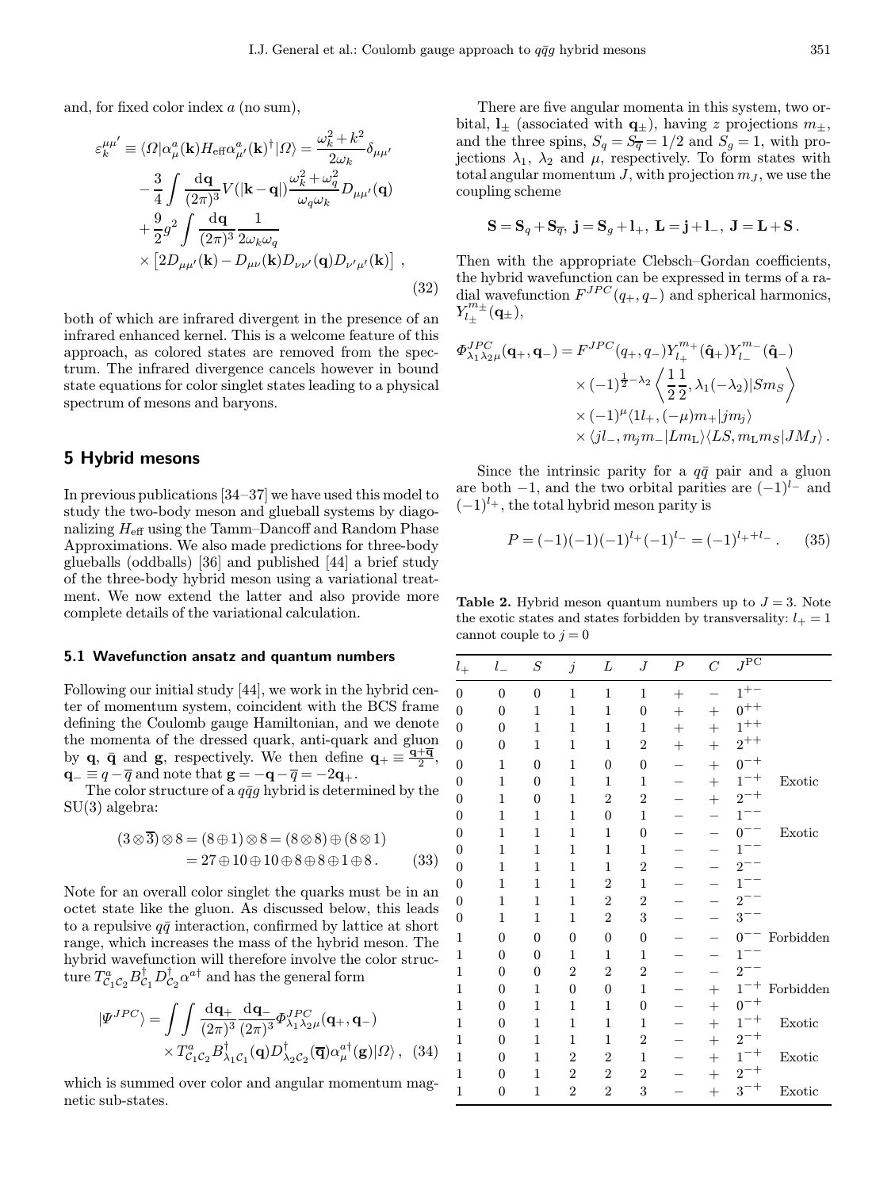and, for fixed color index $a$ (no sum),

$$
\begin{aligned}
\varepsilon_k^{\mu\mu'} \equiv \langle \Omega | \alpha_\mu^a(\mathbf{k}) H_{\text{eff}} \alpha_{\mu'}^a(\mathbf{k})^\dagger | \Omega \rangle = \frac{\omega_k^2 + k^2}{2\omega_k} \delta_{\mu\mu'} \\
- \frac{3}{4} \int \frac{\mathrm{d}\mathbf{q}}{(2\pi)^3} V(|\mathbf{k}-\mathbf{q}|) \frac{\omega_k^2 + \omega_q^2}{\omega_q \omega_k} D_{\mu\mu'}(\mathbf{q}) \\
+ \frac{9}{2} g^2 \int \frac{\mathrm{d}\mathbf{q}}{(2\pi)^3} \frac{1}{2\omega_k \omega_q} \\
\times \left[ 2D_{\mu\mu'}(\mathbf{k}) - D_{\mu\nu}(\mathbf{k}) D_{\nu\nu'}(\mathbf{q}) D_{\nu'\mu'}(\mathbf{k}) \right] ,
\end{aligned}
\tag{32}
$$

both of which are infrared divergent in the presence of an infrared enhanced kernel. This is a welcome feature of this approach, as colored states are removed from the spectrum. The infrared divergence cancels however in bound state equations for color singlet states leading to a physical spectrum of mesons and baryons.

## 5 Hybrid mesons

In previous publications [34–37] we have used this model to study the two-body meson and glueball systems by diagonalizing $H_{\text{eff}}$ using the Tamm–Dancoff and Random Phase Approximations. We also made predictions for three-body glueballs (oddballs) [36] and published [44] a brief study of the three-body hybrid meson using a variational treatment. We now extend the latter and also provide more complete details of the variational calculation.

### 5.1 Wavefunction ansatz and quantum numbers

Following our initial study [44], we work in the hybrid center of momentum system, coincident with the BCS frame defining the Coulomb gauge Hamiltonian, and we denote the momenta of the dressed quark, anti-quark and gluon by $\mathbf{q}$, $\bar{\mathbf{q}}$ and $\mathbf{g}$, respectively. We then define $\mathbf{q}_+ \equiv \frac{\mathbf{q}+\overline{\mathbf{q}}}{2}$, $\mathbf{q}_- \equiv q - \overline{q}$ and note that $\mathbf{g} = -\mathbf{q} - \overline{q} = -2\mathbf{q}_+$.

The color structure of a $q\bar{q}g$ hybrid is determined by the SU(3) algebra:

$$
\begin{aligned}
(3 \otimes \overline{3}) \otimes 8 &= (8 \oplus 1) \otimes 8 = (8 \otimes 8) \oplus (8 \otimes 1) \\
&= 27 \oplus 10 \oplus 10 \oplus 8 \oplus 8 \oplus 1 \oplus 8 .
\end{aligned}
\tag{33}
$$

Note for an overall color singlet the quarks must be in an octet state like the gluon. As discussed below, this leads to a repulsive $q\bar{q}$ interaction, confirmed by lattice at short range, which increases the mass of the hybrid meson. The hybrid wavefunction will therefore involve the color structure $T^a_{\mathcal{C}_1\mathcal{C}_2} B^\dagger_{\mathcal{C}_1} D^\dagger_{\mathcal{C}_2} \alpha^{a\dagger}$ and has the general form

$$
\begin{aligned}
|\Psi^{JPC}\rangle = \int\int \frac{\mathrm{d}\mathbf{q}_+}{(2\pi)^3} \frac{\mathrm{d}\mathbf{q}_-}{(2\pi)^3} \Phi^{JPC}_{\lambda_1\lambda_2\mu}(\mathbf{q}_+, \mathbf{q}_-) \\
\times T^a_{\mathcal{C}_1\mathcal{C}_2} B^\dagger_{\lambda_1\mathcal{C}_1}(\mathbf{q}) D^\dagger_{\lambda_2\mathcal{C}_2}(\overline{\mathbf{q}}) \alpha^{a\dagger}_\mu(\mathbf{g}) |\Omega\rangle ,
\end{aligned}
\tag{34}
$$

which is summed over color and angular momentum magnetic sub-states.

There are five angular momenta in this system, two orbital, $\mathbf{l}_\pm$ (associated with $\mathbf{q}_\pm$), having $z$ projections $m_\pm$, and the three spins, $S_q = S_{\overline{q}} = 1/2$ and $S_g = 1$, with projections $\lambda_1$, $\lambda_2$ and $\mu$, respectively. To form states with total angular momentum $J$, with projection $m_J$, we use the coupling scheme

$$
\mathbf{S} = \mathbf{S}_q + \mathbf{S}_{\overline{q}},\ \mathbf{j} = \mathbf{S}_g + \mathbf{l}_+,\ \mathbf{L} = \mathbf{j} + \mathbf{l}_-,\ \mathbf{J} = \mathbf{L} + \mathbf{S} .
$$

Then with the appropriate Clebsch–Gordan coefficients, the hybrid wavefunction can be expressed in terms of a radial wavefunction $F^{JPC}(q_+, q_-)$ and spherical harmonics, $Y^{m_\pm}_{l_\pm}(\mathbf{q}_\pm)$,

$$
\begin{aligned}
\Phi^{JPC}_{\lambda_1\lambda_2\mu}(\mathbf{q}_+, \mathbf{q}_-) = F^{JPC}(q_+, q_-) Y^{m_+}_{l_+}(\hat{\mathbf{q}}_+) Y^{m_-}_{l_-}(\hat{\mathbf{q}}_-) \\
\times (-1)^{\frac{1}{2}-\lambda_2} \left\langle \frac{1}{2}\frac{1}{2}, \lambda_1(-\lambda_2) \middle| S m_S \right\rangle \\
\times (-1)^\mu \langle 1 l_+, (-\mu) m_+ | j m_j \rangle \\
\times \langle j l_-, m_j m_- | L m_L \rangle \langle LS, m_L m_S | J M_J \rangle .
\end{aligned}
$$

Since the intrinsic parity for a $q\bar{q}$ pair and a gluon are both $-1$, and the two orbital parities are $(-1)^{l_-}$ and $(-1)^{l_+}$, the total hybrid meson parity is

$$
P = (-1)(-1)(-1)^{l_+}(-1)^{l_-} = (-1)^{l_+ + l_-} .
\tag{35}
$$

**Table 2.** Hybrid meson quantum numbers up to $J = 3$. Note the exotic states and states forbidden by transversality: $l_+ = 1$ cannot couple to $j = 0$

| $l_+$ | $l_-$ | $S$ | $j$ | $L$ | $J$ | $P$ | $C$ | $J^{PC}$ | |
|---|---|---|---|---|---|---|---|---|---|
| 0 | 0 | 0 | 1 | 1 | 1 | + | − | $1^{+-}$ | |
| 0 | 0 | 1 | 1 | 1 | 0 | + | + | $0^{++}$ | |
| 0 | 0 | 1 | 1 | 1 | 1 | + | + | $1^{++}$ | |
| 0 | 0 | 1 | 1 | 1 | 2 | + | + | $2^{++}$ | |
| 0 | 1 | 0 | 1 | 0 | 0 | − | + | $0^{-+}$ | |
| 0 | 1 | 0 | 1 | 1 | 1 | − | + | $1^{-+}$ | Exotic |
| 0 | 1 | 0 | 1 | 2 | 2 | − | + | $2^{-+}$ | |
| 0 | 1 | 1 | 1 | 0 | 1 | − | − | $1^{--}$ | |
| 0 | 1 | 1 | 1 | 1 | 0 | − | − | $0^{--}$ | Exotic |
| 0 | 1 | 1 | 1 | 1 | 1 | − | − | $1^{--}$ | |
| 0 | 1 | 1 | 1 | 1 | 2 | − | − | $2^{--}$ | |
| 0 | 1 | 1 | 1 | 2 | 1 | − | − | $1^{--}$ | |
| 0 | 1 | 1 | 1 | 2 | 2 | − | − | $2^{--}$ | |
| 0 | 1 | 1 | 1 | 2 | 3 | − | − | $3^{--}$ | |
| 1 | 0 | 0 | 0 | 0 | 0 | − | − | $0^{--}$ | Forbidden |
| 1 | 0 | 0 | 1 | 1 | 1 | − | − | $1^{--}$ | |
| 1 | 0 | 0 | 2 | 2 | 2 | − | − | $2^{--}$ | |
| 1 | 0 | 1 | 0 | 0 | 1 | − | + | $1^{-+}$ | Forbidden |
| 1 | 0 | 1 | 1 | 1 | 0 | − | + | $0^{-+}$ | |
| 1 | 0 | 1 | 1 | 1 | 1 | − | + | $1^{-+}$ | Exotic |
| 1 | 0 | 1 | 1 | 1 | 2 | − | + | $2^{-+}$ | |
| 1 | 0 | 1 | 2 | 2 | 1 | − | + | $1^{-+}$ | Exotic |
| 1 | 0 | 1 | 2 | 2 | 2 | − | + | $2^{-+}$ | |
| 1 | 0 | 1 | 2 | 2 | 3 | − | + | $3^{-+}$ | Exotic |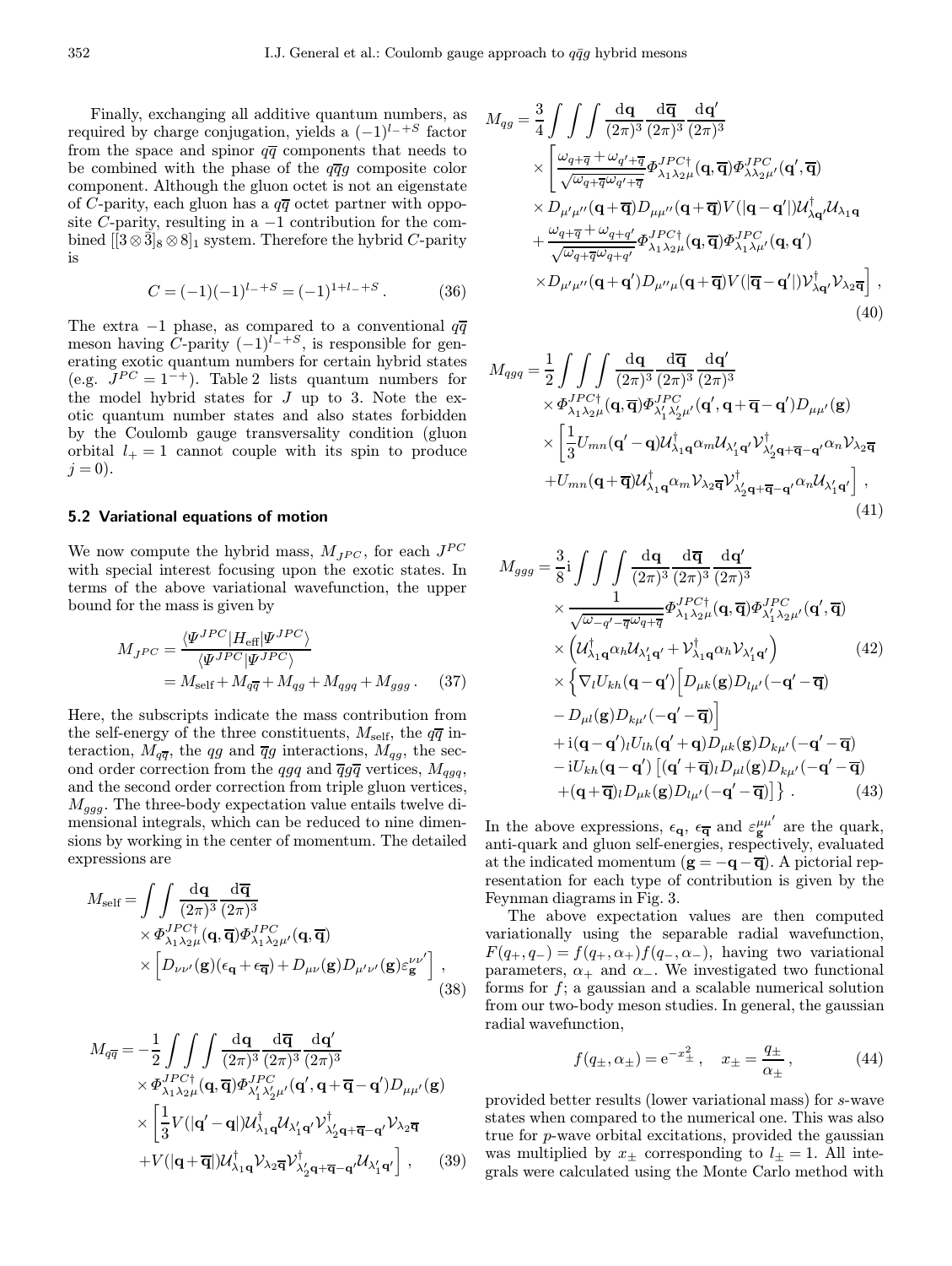Finally, exchanging all additive quantum numbers, as required by charge conjugation, yields a $(-1)^{l_-+S}$ factor from the space and spinor $q\bar{q}$ components that needs to be combined with the phase of the $q\bar{q}g$ composite color component. Although the gluon octet is not an eigenstate of $C$-parity, each gluon has a $q\bar{q}$ octet partner with opposite $C$-parity, resulting in a $-1$ contribution for the combined $[[3\otimes\bar{3}]_8\otimes 8]_1$ system. Therefore the hybrid $C$-parity is

$$C = (-1)(-1)^{l_-+S} = (-1)^{1+l_-+S}\,. \qquad (36)$$

The extra $-1$ phase, as compared to a conventional $q\bar{q}$ meson having $C$-parity $(-1)^{l_-+S}$, is responsible for generating exotic quantum numbers for certain hybrid states (e.g. $J^{PC}=1^{-+}$). Table 2 lists quantum numbers for the model hybrid states for $J$ up to 3. Note the exotic quantum number states and also states forbidden by the Coulomb gauge transversality condition (gluon orbital $l_+=1$ cannot couple with its spin to produce $j=0$).

### 5.2 Variational equations of motion

We now compute the hybrid mass, $M_{JPC}$, for each $J^{PC}$ with special interest focusing upon the exotic states. In terms of the above variational wavefunction, the upper bound for the mass is given by

$$\begin{aligned} M_{JPC} &= \frac{\langle\Psi^{JPC}|H_{\rm eff}|\Psi^{JPC}\rangle}{\langle\Psi^{JPC}|\Psi^{JPC}\rangle} \\ &= M_{\rm self}+M_{q\bar{q}}+M_{qg}+M_{qgq}+M_{ggg}\,. \end{aligned} \qquad (37)$$

Here, the subscripts indicate the mass contribution from the self-energy of the three constituents, $M_{\rm self}$, the $q\bar{q}$ interaction, $M_{q\bar{q}}$, the $qg$ and $\bar{q}g$ interactions, $M_{qg}$, the second order correction from the $qgq$ and $\bar{q}g\bar{q}$ vertices, $M_{qgq}$, and the second order correction from triple gluon vertices, $M_{ggg}$. The three-body expectation value entails twelve dimensional integrals, which can be reduced to nine dimensions by working in the center of momentum. The detailed expressions are

$$\begin{aligned} M_{\rm self} = &\int\!\!\int \frac{d\mathbf{q}}{(2\pi)^3}\frac{d\bar{\mathbf{q}}}{(2\pi)^3} \\ &\times \Phi^{JPC\dagger}_{\lambda_1\lambda_2\mu}(\mathbf{q},\bar{\mathbf{q}})\Phi^{JPC}_{\lambda_1\lambda_2\mu'}(\mathbf{q},\bar{\mathbf{q}}) \\ &\times\left[D_{\nu\nu'}(\mathbf{g})(\epsilon_{\mathbf{q}}+\epsilon_{\bar{\mathbf{q}}})+D_{\mu\nu}(\mathbf{g})D_{\mu'\nu'}(\mathbf{g})\varepsilon^{\nu\nu'}_{\mathbf{g}}\right], \end{aligned} \qquad (38)$$

$$\begin{aligned} M_{q\bar{q}} = &-\frac{1}{2}\int\!\!\int\!\!\int \frac{d\mathbf{q}}{(2\pi)^3}\frac{d\bar{\mathbf{q}}}{(2\pi)^3}\frac{d\mathbf{q}'}{(2\pi)^3} \\ &\times\Phi^{JPC\dagger}_{\lambda_1\lambda_2\mu}(\mathbf{q},\bar{\mathbf{q}})\Phi^{JPC}_{\lambda_1'\lambda_2'\mu'}(\mathbf{q}',\mathbf{q}+\bar{\mathbf{q}}-\mathbf{q}')D_{\mu\mu'}(\mathbf{g}) \\ &\times\left[\frac{1}{3}V(|\mathbf{q}'-\mathbf{q}|)\mathcal{U}^{\dagger}_{\lambda_1\mathbf{q}}\mathcal{U}_{\lambda_1'\mathbf{q}'}\mathcal{V}^{\dagger}_{\lambda_2'\mathbf{q}+\bar{\mathbf{q}}-\mathbf{q}'}\mathcal{V}_{\lambda_2\bar{\mathbf{q}}}\right. \\ &\left.+V(|\mathbf{q}+\bar{\mathbf{q}}|)\mathcal{U}^{\dagger}_{\lambda_1\mathbf{q}}\mathcal{V}_{\lambda_2\bar{\mathbf{q}}}\mathcal{V}^{\dagger}_{\lambda_2'\mathbf{q}+\bar{\mathbf{q}}-\mathbf{q}'}\mathcal{U}_{\lambda_1'\mathbf{q}'}\right], \end{aligned} \qquad (39)$$

$$\begin{aligned} M_{qg} = &\frac{3}{4}\int\!\!\int\!\!\int \frac{d\mathbf{q}}{(2\pi)^3}\frac{d\bar{\mathbf{q}}}{(2\pi)^3}\frac{d\mathbf{q}'}{(2\pi)^3} \\ &\times\left[\frac{\omega_{q+\bar{q}}+\omega_{q'+\bar{q}}}{\sqrt{\omega_{q+\bar{q}}\omega_{q'+\bar{q}}}}\Phi^{JPC\dagger}_{\lambda_1\lambda_2\mu}(\mathbf{q},\bar{\mathbf{q}})\Phi^{JPC}_{\lambda\lambda_2\mu'}(\mathbf{q}',\bar{\mathbf{q}})\right. \\ &\times D_{\mu'\mu''}(\mathbf{q}+\bar{\mathbf{q}})D_{\mu\mu''}(\mathbf{q}+\bar{\mathbf{q}})V(|\mathbf{q}-\mathbf{q}'|)\mathcal{U}^{\dagger}_{\lambda\mathbf{q}'}\mathcal{U}_{\lambda_1\mathbf{q}} \\ &+\frac{\omega_{q+\bar{q}}+\omega_{q+q'}}{\sqrt{\omega_{q+\bar{q}}\omega_{q+q'}}}\Phi^{JPC\dagger}_{\lambda_1\lambda_2\mu}(\mathbf{q},\bar{\mathbf{q}})\Phi^{JPC}_{\lambda_1\lambda\mu'}(\mathbf{q},\mathbf{q}') \\ &\left.\times D_{\mu'\mu''}(\mathbf{q}+\mathbf{q}')D_{\mu''\mu}(\mathbf{q}+\bar{\mathbf{q}})V(|\bar{\mathbf{q}}-\mathbf{q}'|)\mathcal{V}^{\dagger}_{\lambda\mathbf{q}'}\mathcal{V}_{\lambda_2\bar{\mathbf{q}}}\right], \end{aligned} \qquad (40)$$

$$\begin{aligned} M_{qgq} = &\frac{1}{2}\int\!\!\int\!\!\int \frac{d\mathbf{q}}{(2\pi)^3}\frac{d\bar{\mathbf{q}}}{(2\pi)^3}\frac{d\mathbf{q}'}{(2\pi)^3} \\ &\times\Phi^{JPC\dagger}_{\lambda_1\lambda_2\mu}(\mathbf{q},\bar{\mathbf{q}})\Phi^{JPC}_{\lambda_1'\lambda_2'\mu'}(\mathbf{q}',\mathbf{q}+\bar{\mathbf{q}}-\mathbf{q}')D_{\mu\mu'}(\mathbf{g}) \\ &\times\left[\frac{1}{3}U_{mn}(\mathbf{q}'-\mathbf{q})\mathcal{U}^{\dagger}_{\lambda_1\mathbf{q}}\alpha_m\mathcal{U}_{\lambda_1'\mathbf{q}'}\mathcal{V}^{\dagger}_{\lambda_2'\mathbf{q}+\bar{\mathbf{q}}-\mathbf{q}'}\alpha_n\mathcal{V}_{\lambda_2\bar{\mathbf{q}}}\right. \\ &\left.+U_{mn}(\mathbf{q}+\bar{\mathbf{q}})\mathcal{U}^{\dagger}_{\lambda_1\mathbf{q}}\alpha_m\mathcal{V}_{\lambda_2\bar{\mathbf{q}}}\mathcal{V}^{\dagger}_{\lambda_2'\mathbf{q}+\bar{\mathbf{q}}-\mathbf{q}'}\alpha_n\mathcal{U}_{\lambda_1'\mathbf{q}'}\right], \end{aligned} \qquad (41)$$

$$\begin{aligned} M_{ggg} = &\frac{3}{8}i\int\!\!\int\!\!\int \frac{d\mathbf{q}}{(2\pi)^3}\frac{d\bar{\mathbf{q}}}{(2\pi)^3}\frac{d\mathbf{q}'}{(2\pi)^3} \\ &\times\frac{1}{\sqrt{\omega_{-q'-\bar{q}}\omega_{q+\bar{q}}}}\Phi^{JPC\dagger}_{\lambda_1\lambda_2\mu}(\mathbf{q},\bar{\mathbf{q}})\Phi^{JPC}_{\lambda_1'\lambda_2\mu'}(\mathbf{q}',\bar{\mathbf{q}}) \\ &\times\left(\mathcal{U}^{\dagger}_{\lambda_1\mathbf{q}}\alpha_h\mathcal{U}_{\lambda_1'\mathbf{q}'}+\mathcal{V}^{\dagger}_{\lambda_1\mathbf{q}}\alpha_h\mathcal{V}_{\lambda_1'\mathbf{q}'}\right) \qquad (42) \\ &\times\Big\{\nabla_l U_{kh}(\mathbf{q}-\mathbf{q}')\Big[D_{\mu k}(\mathbf{g})D_{l\mu'}(-\mathbf{q}'-\bar{\mathbf{q}}) \\ &-D_{\mu l}(\mathbf{g})D_{k\mu'}(-\mathbf{q}'-\bar{\mathbf{q}})\Big] \\ &+i(\mathbf{q}-\mathbf{q}')_l U_{lh}(\mathbf{q}'+\mathbf{q})D_{\mu k}(\mathbf{g})D_{k\mu'}(-\mathbf{q}'-\bar{\mathbf{q}}) \\ &-iU_{kh}(\mathbf{q}-\mathbf{q}')\left[(\mathbf{q}'+\bar{\mathbf{q}})_l D_{\mu l}(\mathbf{g})D_{k\mu'}(-\mathbf{q}'-\bar{\mathbf{q}})\right. \\ &\left.+(\mathbf{q}+\bar{\mathbf{q}})_l D_{\mu k}(\mathbf{g})D_{l\mu'}(-\mathbf{q}'-\bar{\mathbf{q}})\right]\Big\}\,. \end{aligned} \qquad (43)$$

In the above expressions, $\epsilon_{\mathbf{q}}$, $\epsilon_{\bar{\mathbf{q}}}$ and $\varepsilon^{\mu\mu'}_{\mathbf{g}}$ are the quark, anti-quark and gluon self-energies, respectively, evaluated at the indicated momentum ($\mathbf{g}=-\mathbf{q}-\bar{\mathbf{q}}$). A pictorial representation for each type of contribution is given by the Feynman diagrams in Fig. 3.

The above expectation values are then computed variationally using the separable radial wavefunction, $F(q_+,q_-)=f(q_+,\alpha_+)f(q_-,\alpha_-)$, having two variational parameters, $\alpha_+$ and $\alpha_-$. We investigated two functional forms for $f$; a gaussian and a scalable numerical solution from our two-body meson studies. In general, the gaussian radial wavefunction,

$$f(q_\pm,\alpha_\pm)={\rm e}^{-x_\pm^2}\,,\quad x_\pm=\frac{q_\pm}{\alpha_\pm}\,, \qquad (44)$$

provided better results (lower variational mass) for $s$-wave states when compared to the numerical one. This was also true for $p$-wave orbital excitations, provided the gaussian was multiplied by $x_\pm$ corresponding to $l_\pm=1$. All integrals were calculated using the Monte Carlo method with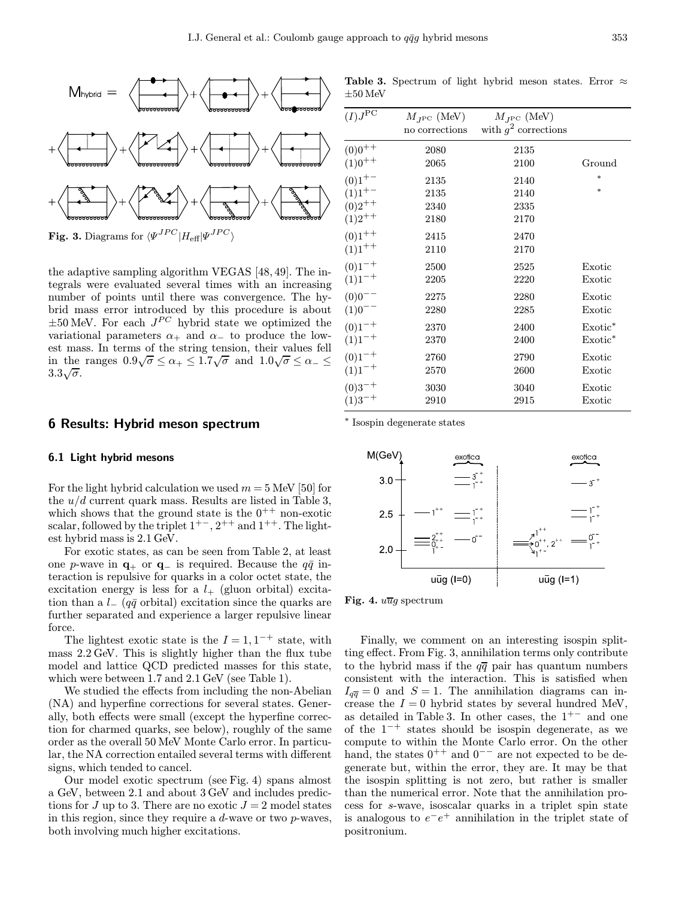$M_{hybrid}$ =

**Fig. 3.** Diagrams for $\langle \Psi^{JPC} | H_{\text{eff}} | \Psi^{JPC} \rangle$

the adaptive sampling algorithm VEGAS [48, 49]. The integrals were evaluated several times with an increasing number of points until there was convergence. The hybrid mass error introduced by this procedure is about $\pm 50$ MeV. For each $J^{PC}$ hybrid state we optimized the variational parameters $\alpha_+$ and $\alpha_-$ to produce the lowest mass. In terms of the string tension, their values fell in the ranges $0.9\sqrt{\sigma} \leq \alpha_+ \leq 1.7\sqrt{\sigma}$ and $1.0\sqrt{\sigma} \leq \alpha_- \leq 3.3\sqrt{\sigma}$.

## 6 Results: Hybrid meson spectrum

### 6.1 Light hybrid mesons

For the light hybrid calculation we used $m = 5$ MeV [50] for the $u/d$ current quark mass. Results are listed in Table 3, which shows that the ground state is the $0^{++}$ non-exotic scalar, followed by the triplet $1^{+-}$, $2^{++}$ and $1^{++}$. The lightest hybrid mass is 2.1 GeV.

For exotic states, as can be seen from Table 2, at least one $p$-wave in $\mathbf{q}_+$ or $\mathbf{q}_-$ is required. Because the $q\bar{q}$ interaction is repulsive for quarks in a color octet state, the excitation energy is less for a $l_+$ (gluon orbital) excitation than a $l_-$ ($q\bar{q}$ orbital) excitation since the quarks are further separated and experience a larger repulsive linear force.

The lightest exotic state is the $I = 1, 1^{-+}$ state, with mass 2.2 GeV. This is slightly higher than the flux tube model and lattice QCD predicted masses for this state, which were between 1.7 and 2.1 GeV (see Table 1).

We studied the effects from including the non-Abelian (NA) and hyperfine corrections for several states. Generally, both effects were small (except the hyperfine correction for charmed quarks, see below), roughly of the same order as the overall 50 MeV Monte Carlo error. In particular, the NA correction entailed several terms with different signs, which tended to cancel.

Our model exotic spectrum (see Fig. 4) spans almost a GeV, between 2.1 and about 3 GeV and includes predictions for $J$ up to 3. There are no exotic $J = 2$ model states in this region, since they require a $d$-wave or two $p$-waves, both involving much higher excitations.

**Table 3.** Spectrum of light hybrid meson states. Error $\approx \pm 50$ MeV

| $(I)J^{PC}$ | $M_{J^{PC}}$ (MeV) no corrections | $M_{J^{PC}}$ (MeV) with $g^2$ corrections | |
|---|---|---|---|
| $(0)0^{++}$ | 2080 | 2135 | |
| $(1)0^{++}$ | 2065 | 2100 | Ground |
| $(0)1^{+-}$ | 2135 | 2140 | * |
| $(1)1^{+-}$ | 2135 | 2140 | * |
| $(0)2^{++}$ | 2340 | 2335 | |
| $(1)2^{++}$ | 2180 | 2170 | |
| $(0)1^{++}$ | 2415 | 2470 | |
| $(1)1^{++}$ | 2110 | 2170 | |
| $(0)1^{-+}$ | 2500 | 2525 | Exotic |
| $(1)1^{-+}$ | 2205 | 2220 | Exotic |
| $(0)0^{--}$ | 2275 | 2280 | Exotic |
| $(1)0^{--}$ | 2280 | 2285 | Exotic |
| $(0)1^{-+}$ | 2370 | 2400 | Exotic* |
| $(1)1^{-+}$ | 2370 | 2400 | Exotic* |
| $(0)1^{-+}$ | 2760 | 2790 | Exotic |
| $(1)1^{-+}$ | 2570 | 2600 | Exotic |
| $(0)3^{-+}$ | 3030 | 3040 | Exotic |
| $(1)3^{-+}$ | 2910 | 2915 | Exotic |

* Isospin degenerate states

M(GeV)
3.0
2.5
2.0
exotica
exotica
$1^{++}$
$2^{++}$ $0^{++}$ $1^{+-}$
$3^{-+}$ $1^{-+}$
$1^{-+}$ $1^{-+}$
$0^{--}$
$1^{++}$ $0^{++}$, $2^{++}$ $1^{+-}$
$3^{-+}$
$1^{-+}$ $1^{-+}$
$0^{--}$ $1^{-+}$
$u\bar{u}g$ (I=0)
$u\bar{u}g$ (I=1)

**Fig. 4.** $u\overline{u}g$ spectrum

Finally, we comment on an interesting isospin splitting effect. From Fig. 3, annihilation terms only contribute to the hybrid mass if the $q\overline{q}$ pair has quantum numbers consistent with the interaction. This is satisfied when $I_{q\overline{q}} = 0$ and $S = 1$. The annihilation diagrams can increase the $I = 0$ hybrid states by several hundred MeV, as detailed in Table 3. In other cases, the $1^{+-}$ and one of the $1^{-+}$ states should be isospin degenerate, as we compute to within the Monte Carlo error. On the other hand, the states $0^{++}$ and $0^{--}$ are not expected to be degenerate but, within the error, they are. It may be that the isospin splitting is not zero, but rather is smaller than the numerical error. Note that the annihilation process for $s$-wave, isoscalar quarks in a triplet spin state is analogous to $e^-e^+$ annihilation in the triplet state of positronium.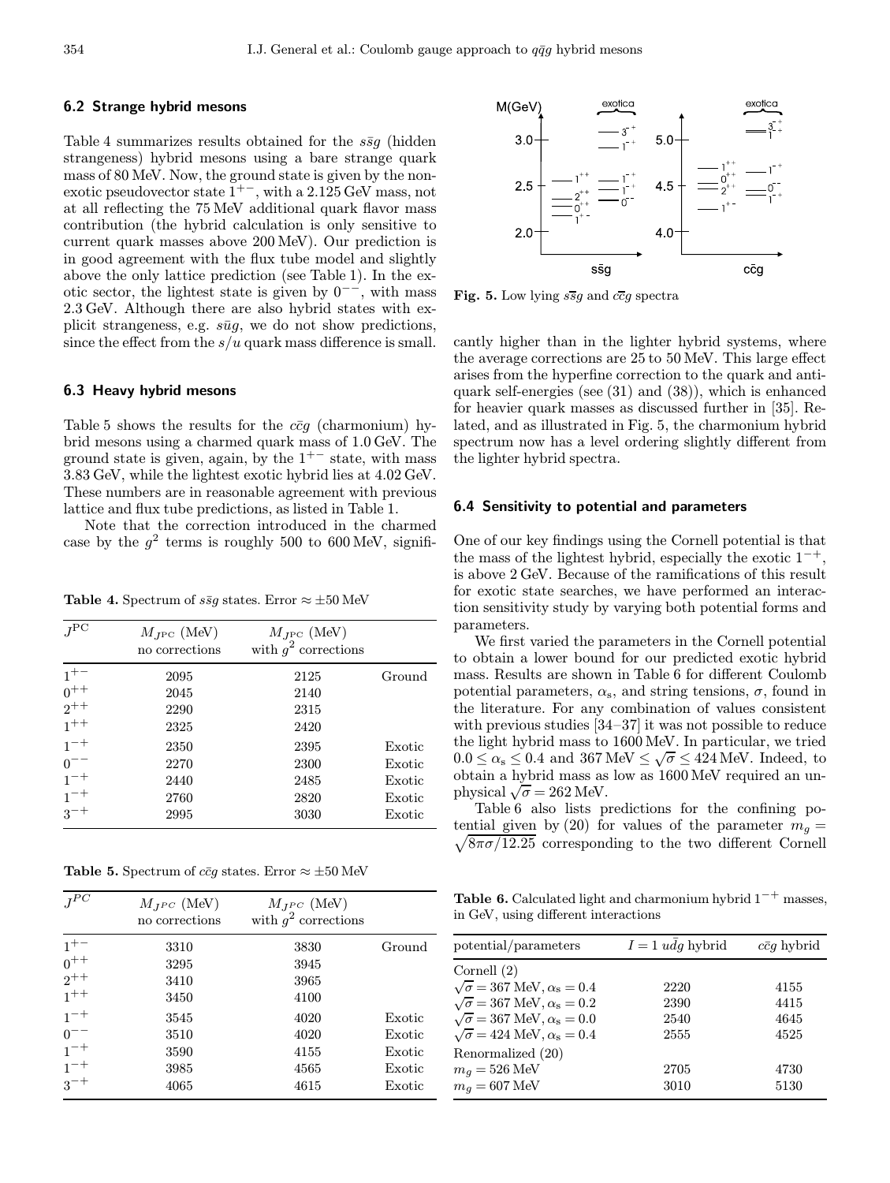### 6.2 Strange hybrid mesons

Table 4 summarizes results obtained for the $s\bar{s}g$ (hidden strangeness) hybrid mesons using a bare strange quark mass of 80 MeV. Now, the ground state is given by the non-exotic pseudovector state $1^{+-}$, with a 2.125 GeV mass, not at all reflecting the 75 MeV additional quark flavor mass contribution (the hybrid calculation is only sensitive to current quark masses above 200 MeV). Our prediction is in good agreement with the flux tube model and slightly above the only lattice prediction (see Table 1). In the exotic sector, the lightest state is given by $0^{--}$, with mass 2.3 GeV. Although there are also hybrid states with explicit strangeness, e.g. $s\bar{u}g$, we do not show predictions, since the effect from the $s/u$ quark mass difference is small.

### 6.3 Heavy hybrid mesons

Table 5 shows the results for the $c\bar{c}g$ (charmonium) hybrid mesons using a charmed quark mass of 1.0 GeV. The ground state is given, again, by the $1^{+-}$ state, with mass 3.83 GeV, while the lightest exotic hybrid lies at 4.02 GeV. These numbers are in reasonable agreement with previous lattice and flux tube predictions, as listed in Table 1.

Note that the correction introduced in the charmed case by the $g^2$ terms is roughly 500 to 600 MeV, significantly higher than in the lighter hybrid systems, where the average corrections are 25 to 50 MeV. This large effect arises from the hyperfine correction to the quark and antiquark self-energies (see (31) and (38)), which is enhanced for heavier quark masses as discussed further in [35]. Related, and as illustrated in Fig. 5, the charmonium hybrid spectrum now has a level ordering slightly different from the lighter hybrid spectra.

**Table 4.** Spectrum of $s\bar{s}g$ states. Error $\approx \pm 50$ MeV

| $J^{PC}$ | $M_{J^{PC}}$ (MeV) no corrections | $M_{J^{PC}}$ (MeV) with $g^2$ corrections | |
|---|---|---|---|
| $1^{+-}$ | 2095 | 2125 | Ground |
| $0^{++}$ | 2045 | 2140 | |
| $2^{++}$ | 2290 | 2315 | |
| $1^{++}$ | 2325 | 2420 | |
| $1^{-+}$ | 2350 | 2395 | Exotic |
| $0^{--}$ | 2270 | 2300 | Exotic |
| $1^{-+}$ | 2440 | 2485 | Exotic |
| $1^{-+}$ | 2760 | 2820 | Exotic |
| $3^{-+}$ | 2995 | 3030 | Exotic |

**Table 5.** Spectrum of $c\bar{c}g$ states. Error $\approx \pm 50$ MeV

| $J^{PC}$ | $M_{J^{PC}}$ (MeV) no corrections | $M_{J^{PC}}$ (MeV) with $g^2$ corrections | |
|---|---|---|---|
| $1^{+-}$ | 3310 | 3830 | Ground |
| $0^{++}$ | 3295 | 3945 | |
| $2^{++}$ | 3410 | 3965 | |
| $1^{++}$ | 3450 | 4100 | |
| $1^{-+}$ | 3545 | 4020 | Exotic |
| $0^{--}$ | 3510 | 4020 | Exotic |
| $1^{-+}$ | 3590 | 4155 | Exotic |
| $1^{-+}$ | 3985 | 4565 | Exotic |
| $3^{-+}$ | 4065 | 4615 | Exotic |

M(GeV)

exotica

exotica

3.0

2.5

2.0

5.0

4.5

4.0

$s\bar{s}g$

$c\bar{c}g$

**Fig. 5.** Low lying $s\bar{s}g$ and $c\bar{c}g$ spectra

### 6.4 Sensitivity to potential and parameters

One of our key findings using the Cornell potential is that the mass of the lightest hybrid, especially the exotic $1^{-+}$, is above 2 GeV. Because of the ramifications of this result for exotic state searches, we have performed an interaction sensitivity study by varying both potential forms and parameters.

We first varied the parameters in the Cornell potential to obtain a lower bound for our predicted exotic hybrid mass. Results are shown in Table 6 for different Coulomb potential parameters, $\alpha_s$, and string tensions, $\sigma$, found in the literature. For any combination of values consistent with previous studies [34–37] it was not possible to reduce the light hybrid mass to 1600 MeV. In particular, we tried $0.0 \leq \alpha_s \leq 0.4$ and $367\,\text{MeV} \leq \sqrt{\sigma} \leq 424\,\text{MeV}$. Indeed, to obtain a hybrid mass as low as 1600 MeV required an unphysical $\sqrt{\sigma} = 262$ MeV.

Table 6 also lists predictions for the confining potential given by (20) for values of the parameter $m_g = \sqrt{8\pi\sigma/12.25}$ corresponding to the two different Cornell

**Table 6.** Calculated light and charmonium hybrid $1^{-+}$ masses, in GeV, using different interactions

| potential/parameters | $I = 1$ $u\bar{d}g$ hybrid | $c\bar{c}g$ hybrid |
|---|---|---|
| Cornell (2) | | |
| $\sqrt{\sigma} = 367$ MeV, $\alpha_s = 0.4$ | 2220 | 4155 |
| $\sqrt{\sigma} = 367$ MeV, $\alpha_s = 0.2$ | 2390 | 4415 |
| $\sqrt{\sigma} = 367$ MeV, $\alpha_s = 0.0$ | 2540 | 4645 |
| $\sqrt{\sigma} = 424$ MeV, $\alpha_s = 0.4$ | 2555 | 4525 |
| Renormalized (20) | | |
| $m_g = 526$ MeV | 2705 | 4730 |
| $m_g = 607$ MeV | 3010 | 5130 |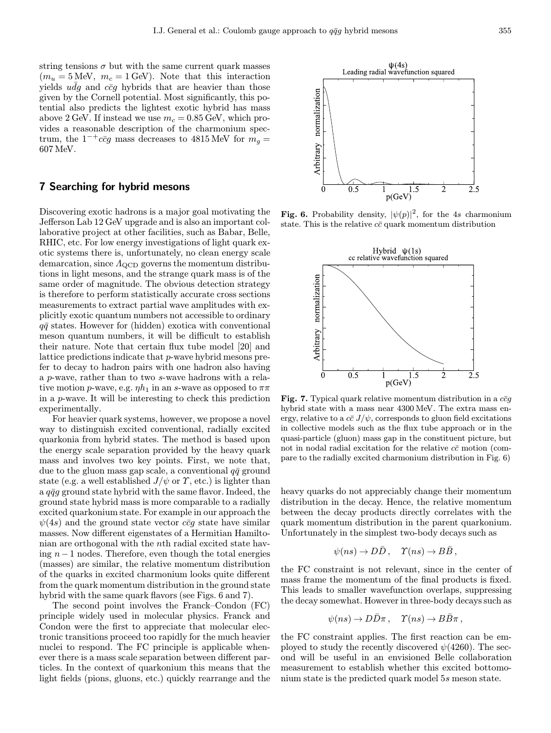string tensions $\sigma$ but with the same current quark masses ($m_u = 5\,\text{MeV},\ m_c = 1\,\text{GeV}$). Note that this interaction yields $u\bar{d}g$ and $c\bar{c}g$ hybrids that are heavier than those given by the Cornell potential. Most significantly, this potential also predicts the lightest exotic hybrid has mass above 2 GeV. If instead we use $m_c = 0.85\,\text{GeV}$, which provides a reasonable description of the charmonium spectrum, the $1^{-+} c\bar{c}g$ mass decreases to 4815 MeV for $m_g = 607\,\text{MeV}$.

## 7 Searching for hybrid mesons

Discovering exotic hadrons is a major goal motivating the Jefferson Lab 12 GeV upgrade and is also an important collaborative project at other facilities, such as Babar, Belle, RHIC, etc. For low energy investigations of light quark exotic systems there is, unfortunately, no clean energy scale demarcation, since $\Lambda_{\text{QCD}}$ governs the momentum distributions in light mesons, and the strange quark mass is of the same order of magnitude. The obvious detection strategy is therefore to perform statistically accurate cross sections measurements to extract partial wave amplitudes with explicitly exotic quantum numbers not accessible to ordinary $q\bar{q}$ states. However for (hidden) exotica with conventional meson quantum numbers, it will be difficult to establish their nature. Note that certain flux tube model [20] and lattice predictions indicate that $p$-wave hybrid mesons prefer to decay to hadron pairs with one hadron also having a $p$-wave, rather than to two $s$-wave hadrons with a relative motion $p$-wave, e.g. $\eta h_1$ in an $s$-wave as opposed to $\pi\pi$ in a $p$-wave. It will be interesting to check this prediction experimentally.

For heavier quark systems, however, we propose a novel way to distinguish excited conventional, radially excited quarkonia from hybrid states. The method is based upon the energy scale separation provided by the heavy quark mass and involves two key points. First, we note that, due to the gluon mass gap scale, a conventional $q\bar{q}$ ground state (e.g. a well established $J/\psi$ or $\Upsilon$, etc.) is lighter than a $q\bar{q}g$ ground state hybrid with the same flavor. Indeed, the ground state hybrid mass is more comparable to a radially excited quarkonium state. For example in our approach the $\psi(4s)$ and the ground state vector $c\bar{c}g$ state have similar masses. Now different eigenstates of a Hermitian Hamiltonian are orthogonal with the $n$th radial excited state having $n-1$ nodes. Therefore, even though the total energies (masses) are similar, the relative momentum distribution of the quarks in excited charmonium looks quite different from the quark momentum distribution in the ground state hybrid with the same quark flavors (see Figs. 6 and 7).

The second point involves the Franck–Condon (FC) principle widely used in molecular physics. Franck and Condon were the first to appreciate that molecular electronic transitions proceed too rapidly for the much heavier nuclei to respond. The FC principle is applicable whenever there is a mass scale separation between different particles. In the context of quarkonium this means that the light fields (pions, gluons, etc.) quickly rearrange and the heavy quarks do not appreciably change their momentum distribution in the decay. Hence, the relative momentum between the decay products directly correlates with the quark momentum distribution in the parent quarkonium. Unfortunately in the simplest two-body decays such as

$$\psi(ns) \to D\bar{D}\,, \quad \Upsilon(ns) \to B\bar{B}\,,$$

the FC constraint is not relevant, since in the center of mass frame the momentum of the final products is fixed. This leads to smaller wavefunction overlaps, suppressing the decay somewhat. However in three-body decays such as

$$\psi(ns) \to D\bar{D}\pi\,, \quad \Upsilon(ns) \to B\bar{B}\pi\,,$$

the FC constraint applies. The first reaction can be employed to study the recently discovered $\psi(4260)$. The second will be useful in an envisioned Belle collaboration measurement to establish whether this excited bottomonium state is the predicted quark model $5s$ meson state.

**Fig. 6.** Probability density, $|\psi(p)|^2$, for the $4s$ charmonium state. This is the relative $c\bar{c}$ quark momentum distribution

**Fig. 7.** Typical quark relative momentum distribution in a $c\bar{c}g$ hybrid state with a mass near 4300 MeV. The extra mass energy, relative to a $c\bar{c}$ $J/\psi$, corresponds to gluon field excitations in collective models such as the flux tube approach or in the quasi-particle (gluon) mass gap in the constituent picture, but not in nodal radial excitation for the relative $c\bar{c}$ motion (compare to the radially excited charmonium distribution in Fig. 6)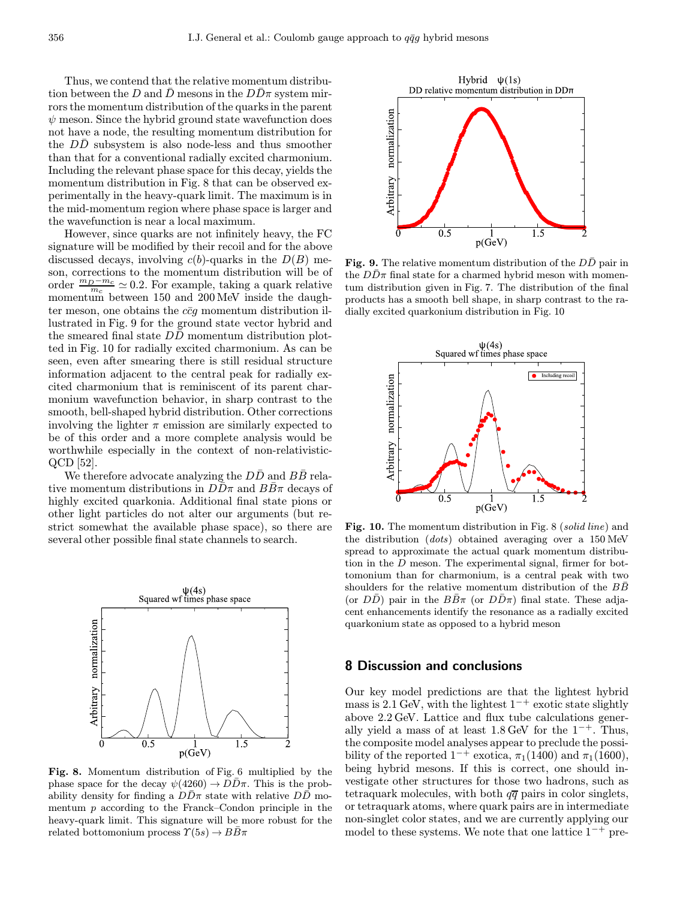Thus, we contend that the relative momentum distribution between the $D$ and $\bar{D}$ mesons in the $D\bar{D}\pi$ system mirrors the momentum distribution of the quarks in the parent $\psi$ meson. Since the hybrid ground state wavefunction does not have a node, the resulting momentum distribution for the $D\bar{D}$ subsystem is also node-less and thus smoother than that for a conventional radially excited charmonium. Including the relevant phase space for this decay, yields the momentum distribution in Fig. 8 that can be observed experimentally in the heavy-quark limit. The maximum is in the mid-momentum region where phase space is larger and the wavefunction is near a local maximum.

However, since quarks are not infinitely heavy, the FC signature will be modified by their recoil and for the above discussed decays, involving $c(b)$-quarks in the $D(B)$ meson, corrections to the momentum distribution will be of order $\frac{m_D - m_c}{m_c} \simeq 0.2$. For example, taking a quark relative momentum between 150 and 200 MeV inside the daughter meson, one obtains the $c\bar{c}g$ momentum distribution illustrated in Fig. 9 for the ground state vector hybrid and the smeared final state $D\bar{D}$ momentum distribution plotted in Fig. 10 for radially excited charmonium. As can be seen, even after smearing there is still residual structure information adjacent to the central peak for radially excited charmonium that is reminiscent of its parent charmonium wavefunction behavior, in sharp contrast to the smooth, bell-shaped hybrid distribution. Other corrections involving the lighter $\pi$ emission are similarly expected to be of this order and a more complete analysis would be worthwhile especially in the context of non-relativistic-QCD [52].

We therefore advocate analyzing the $D\bar{D}$ and $B\bar{B}$ relative momentum distributions in $D\bar{D}\pi$ and $B\bar{B}\pi$ decays of highly excited quarkonia. Additional final state pions or other light particles do not alter our arguments (but restrict somewhat the available phase space), so there are several other possible final state channels to search.

ψ(4s)
Squared wf times phase space
Arbitrary normalization
p(GeV)
0 0.5 1 1.5 2

**Fig. 8.** Momentum distribution of Fig. 6 multiplied by the phase space for the decay $\psi(4260) \to D\bar{D}\pi$. This is the probability density for finding a $D\bar{D}\pi$ state with relative $D\bar{D}$ momentum $p$ according to the Franck–Condon principle in the heavy-quark limit. This signature will be more robust for the related bottomonium process $\Upsilon(5s) \to B\bar{B}\pi$

Hybrid ψ(1s)
DD relative momentum distribution in DDπ
Arbitrary normalization
p(GeV)
0 0.5 1 1.5 2

**Fig. 9.** The relative momentum distribution of the $D\bar{D}$ pair in the $D\bar{D}\pi$ final state for a charmed hybrid meson with momentum distribution given in Fig. 7. The distribution of the final products has a smooth bell shape, in sharp contrast to the radially excited quarkonium distribution in Fig. 10

ψ(4s)
Squared wf times phase space
Including recoil
Arbitrary normalization
p(GeV)
0 0.5 1 1.5 2

**Fig. 10.** The momentum distribution in Fig. 8 (*solid line*) and the distribution (*dots*) obtained averaging over a 150 MeV spread to approximate the actual quark momentum distribution in the $D$ meson. The experimental signal, firmer for bottomonium than for charmonium, is a central peak with two shoulders for the relative momentum distribution of the $B\bar{B}$ (or $D\bar{D}$) pair in the $B\bar{B}\pi$ (or $D\bar{D}\pi$) final state. These adjacent enhancements identify the resonance as a radially excited quarkonium state as opposed to a hybrid meson

## 8 Discussion and conclusions

Our key model predictions are that the lightest hybrid mass is 2.1 GeV, with the lightest $1^{-+}$ exotic state slightly above 2.2 GeV. Lattice and flux tube calculations generally yield a mass of at least 1.8 GeV for the $1^{-+}$. Thus, the composite model analyses appear to preclude the possibility of the reported $1^{-+}$ exotica, $\pi_1(1400)$ and $\pi_1(1600)$, being hybrid mesons. If this is correct, one should investigate other structures for those two hadrons, such as tetraquark molecules, with both $q\overline{q}$ pairs in color singlets, or tetraquark atoms, where quark pairs are in intermediate non-singlet color states, and we are currently applying our model to these systems. We note that one lattice $1^{-+}$ pre-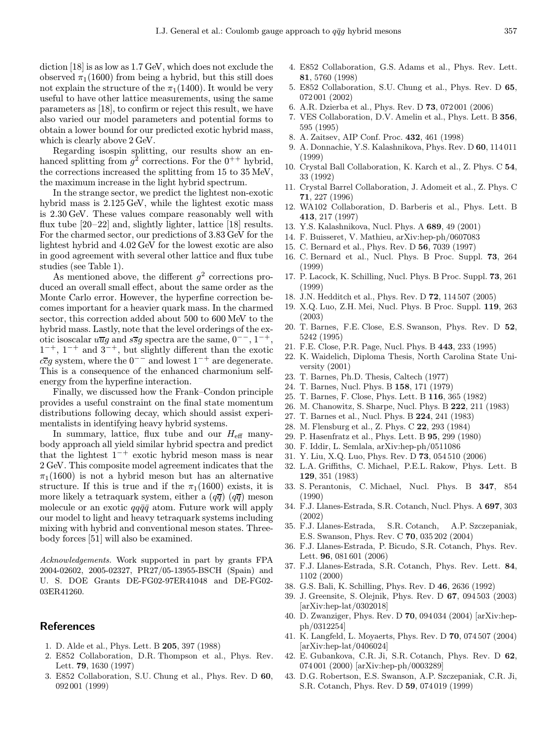diction [18] is as low as 1.7 GeV, which does not exclude the observed $\pi_1(1600)$ from being a hybrid, but this still does not explain the structure of the $\pi_1(1400)$. It would be very useful to have other lattice measurements, using the same parameters as [18], to confirm or reject this result, we have also varied our model parameters and potential forms to obtain a lower bound for our predicted exotic hybrid mass, which is clearly above 2 GeV.

Regarding isospin splitting, our results show an enhanced splitting from $g^2$ corrections. For the $0^{++}$ hybrid, the corrections increased the splitting from 15 to 35 MeV, the maximum increase in the light hybrid spectrum.

In the strange sector, we predict the lightest non-exotic hybrid mass is 2.125 GeV, while the lightest exotic mass is 2.30 GeV. These values compare reasonably well with flux tube [20–22] and, slightly lighter, lattice [18] results. For the charmed sector, our predictions of 3.83 GeV for the lightest hybrid and 4.02 GeV for the lowest exotic are also in good agreement with several other lattice and flux tube studies (see Table 1).

As mentioned above, the different $g^2$ corrections produced an overall small effect, about the same order as the Monte Carlo error. However, the hyperfine correction becomes important for a heavier quark mass. In the charmed sector, this correction added about 500 to 600 MeV to the hybrid mass. Lastly, note that the level orderings of the exotic isoscalar $u\overline{u}g$ and $s\overline{s}g$ spectra are the same, $0^{--}$, $1^{-+}$, $1^{-+}$, $1^{-+}$ and $3^{-+}$, but slightly different than the exotic $c\overline{c}g$ system, where the $0^{--}$ and lowest $1^{-+}$ are degenerate. This is a consequence of the enhanced charmonium self-energy from the hyperfine interaction.

Finally, we discussed how the Frank–Condon principle provides a useful constraint on the final state momentum distributions following decay, which should assist experimentalists in identifying heavy hybrid systems.

In summary, lattice, flux tube and our $H_{\text{eff}}$ many-body approach all yield similar hybrid spectra and predict that the lightest $1^{-+}$ exotic hybrid meson mass is near 2 GeV. This composite model agreement indicates that the $\pi_1(1600)$ is not a hybrid meson but has an alternative structure. If this is true and if the $\pi_1(1600)$ exists, it is more likely a tetraquark system, either a $(q\overline{q})$ $(q\overline{q})$ meson molecule or an exotic $qq\overline{q}\overline{q}$ atom. Future work will apply our model to light and heavy tetraquark systems including mixing with hybrid and conventional meson states. Three-body forces [51] will also be examined.

*Acknowledgements.* Work supported in part by grants FPA 2004-02602, 2005-02327, PR27/05-13955-BSCH (Spain) and U. S. DOE Grants DE-FG02-97ER41048 and DE-FG02-03ER41260.

## References

1. D. Alde et al., Phys. Lett. B **205**, 397 (1988)
2. E852 Collaboration, D.R. Thompson et al., Phys. Rev. Lett. **79**, 1630 (1997)
3. E852 Collaboration, S.U. Chung et al., Phys. Rev. D **60**, 092 001 (1999)
4. E852 Collaboration, G.S. Adams et al., Phys. Rev. Lett. **81**, 5760 (1998)
5. E852 Collaboration, S.U. Chung et al., Phys. Rev. D **65**, 072 001 (2002)
6. A.R. Dzierba et al., Phys. Rev. D **73**, 072 001 (2006)
7. VES Collaboration, D.V. Amelin et al., Phys. Lett. B **356**, 595 (1995)
8. A. Zaitsev, AIP Conf. Proc. **432**, 461 (1998)
9. A. Donnachie, Y.S. Kalashnikova, Phys. Rev. D **60**, 114 011 (1999)
10. Crystal Ball Collaboration, K. Karch et al., Z. Phys. C **54**, 33 (1992)
11. Crystal Barrel Collaboration, J. Adomeit et al., Z. Phys. C **71**, 227 (1996)
12. WA102 Collaboration, D. Barberis et al., Phys. Lett. B **413**, 217 (1997)
13. Y.S. Kalashnikova, Nucl. Phys. A **689**, 49 (2001)
14. F. Buisseret, V. Mathieu, arXiv:hep-ph/0607083
15. C. Bernard et al., Phys. Rev. D **56**, 7039 (1997)
16. C. Bernard et al., Nucl. Phys. B Proc. Suppl. **73**, 264 (1999)
17. P. Lacock, K. Schilling, Nucl. Phys. B Proc. Suppl. **73**, 261 (1999)
18. J.N. Hedditch et al., Phys. Rev. D **72**, 114 507 (2005)
19. X.Q. Luo, Z.H. Mei, Nucl. Phys. B Proc. Suppl. **119**, 263 (2003)
20. T. Barnes, F.E. Close, E.S. Swanson, Phys. Rev. D **52**, 5242 (1995)
21. F.E. Close, P.R. Page, Nucl. Phys. B **443**, 233 (1995)
22. K. Waidelich, Diploma Thesis, North Carolina State University (2001)
23. T. Barnes, Ph.D. Thesis, Caltech (1977)
24. T. Barnes, Nucl. Phys. B **158**, 171 (1979)
25. T. Barnes, F. Close, Phys. Lett. B **116**, 365 (1982)
26. M. Chanowitz, S. Sharpe, Nucl. Phys. B **222**, 211 (1983)
27. T. Barnes et al., Nucl. Phys. B **224**, 241 (1983)
28. M. Flensburg et al., Z. Phys. C **22**, 293 (1984)
29. P. Hasenfratz et al., Phys. Lett. B **95**, 299 (1980)
30. F. Iddir, L. Semlala, arXiv:hep-ph/0511086
31. Y. Liu, X.Q. Luo, Phys. Rev. D **73**, 054 510 (2006)
32. L.A. Griffiths, C. Michael, P.E.L. Rakow, Phys. Lett. B **129**, 351 (1983)
33. S. Perantonis, C. Michael, Nucl. Phys. B **347**, 854 (1990)
34. F.J. Llanes-Estrada, S.R. Cotanch, Nucl. Phys. A **697**, 303 (2002)
35. F.J. Llanes-Estrada, S.R. Cotanch, A.P. Szczepaniak, E.S. Swanson, Phys. Rev. C **70**, 035 202 (2004)
36. F.J. Llanes-Estrada, P. Bicudo, S.R. Cotanch, Phys. Rev. Lett. **96**, 081 601 (2006)
37. F.J. Llanes-Estrada, S.R. Cotanch, Phys. Rev. Lett. **84**, 1102 (2000)
38. G.S. Bali, K. Schilling, Phys. Rev. D **46**, 2636 (1992)
39. J. Greensite, S. Olejnik, Phys. Rev. D **67**, 094 503 (2003) [arXiv:hep-lat/0302018]
40. D. Zwanziger, Phys. Rev. D **70**, 094 034 (2004) [arXiv:hep-ph/0312254]
41. K. Langfeld, L. Moyaerts, Phys. Rev. D **70**, 074 507 (2004) [arXiv:hep-lat/0406024]
42. E. Gubankova, C.R. Ji, S.R. Cotanch, Phys. Rev. D **62**, 074 001 (2000) [arXiv:hep-ph/0003289]
43. D.G. Robertson, E.S. Swanson, A.P. Szczepaniak, C.R. Ji, S.R. Cotanch, Phys. Rev. D **59**, 074 019 (1999)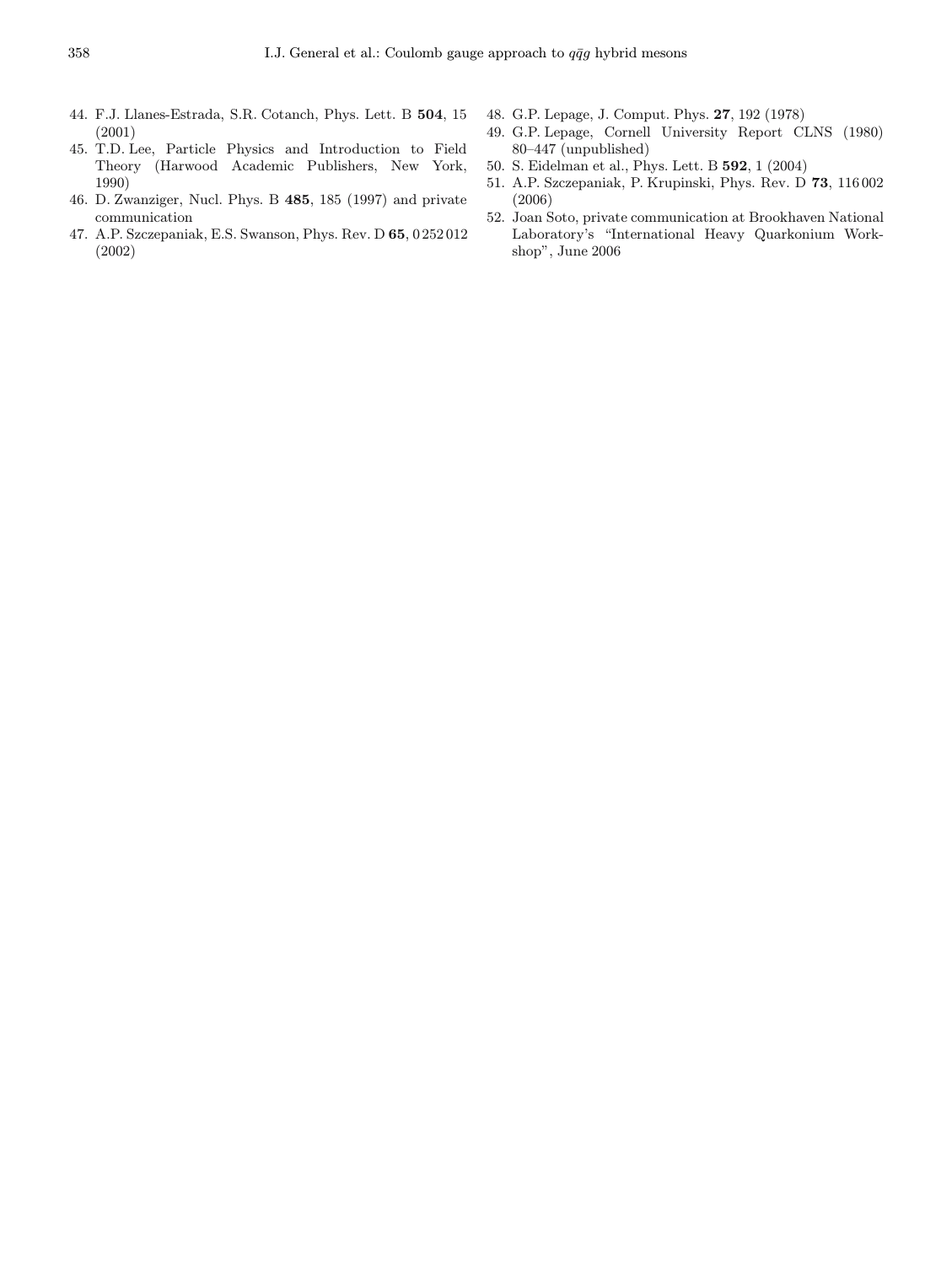44. F.J. Llanes-Estrada, S.R. Cotanch, Phys. Lett. B **504**, 15 (2001)
45. T.D. Lee, Particle Physics and Introduction to Field Theory (Harwood Academic Publishers, New York, 1990)
46. D. Zwanziger, Nucl. Phys. B **485**, 185 (1997) and private communication
47. A.P. Szczepaniak, E.S. Swanson, Phys. Rev. D **65**, 0 252 012 (2002)
48. G.P. Lepage, J. Comput. Phys. **27**, 192 (1978)
49. G.P. Lepage, Cornell University Report CLNS (1980) 80–447 (unpublished)
50. S. Eidelman et al., Phys. Lett. B **592**, 1 (2004)
51. A.P. Szczepaniak, P. Krupinski, Phys. Rev. D **73**, 116 002 (2006)
52. Joan Soto, private communication at Brookhaven National Laboratory's "International Heavy Quarkonium Workshop", June 2006